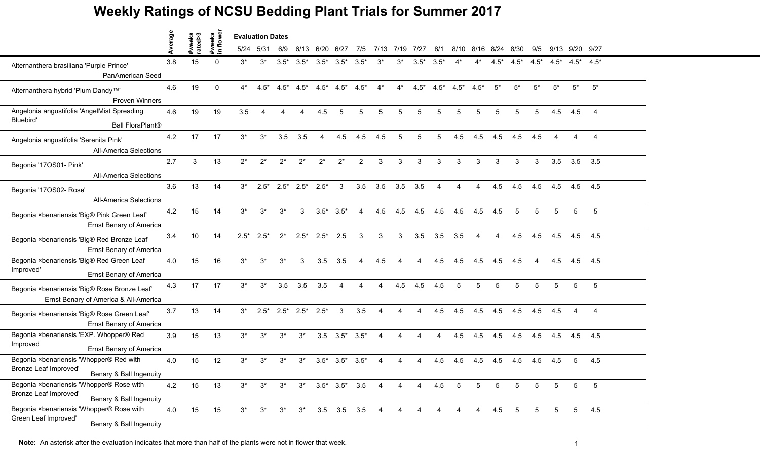# Weekly Ratings of NCSU Bedding Plant Trials for Summer 2017

| | Average | #weeks rated>3 | #weeks in flower | 5/24 | 5/31 | 6/9 | 6/13 | 6/20 | 6/27 | 7/5 | 7/13 | 7/19 | 7/27 | 8/1 | 8/10 | 8/16 | 8/24 | 8/30 | 9/5 | 9/13 | 9/20 | 9/27 |
|---|---|---|---|---|---|---|---|---|---|---|---|---|---|---|---|---|---|---|---|---|---|---|
| | | | | **Evaluation Dates** | | | | | | | | | | | | | | | | | | |
| Alternanthera brasiliana 'Purple Prince' PanAmerican Seed | 3.8 | 15 | 0 | 3* | 3* | 3.5* | 3.5* | 3.5* | 3.5* | 3.5* | 3* | 3* | 3.5* | 3.5* | 4* | 4* | 4.5* | 4.5* | 4.5* | 4.5* | 4.5* | 4.5* |
| Alternanthera hybrid 'Plum Dandy™' Proven Winners | 4.6 | 19 | 0 | 4* | 4.5* | 4.5* | 4.5* | 4.5* | 4.5* | 4.5* | 4* | 4* | 4.5* | 4.5* | 4.5* | 4.5* | 5* | 5* | 5* | 5* | 5* | 5* |
| Angelonia angustifolia 'AngelMist Spreading Bluebird' Ball FloraPlant® | 4.6 | 19 | 19 | 3.5 | 4 | 4 | 4 | 4.5 | 5 | 5 | 5 | 5 | 5 | 5 | 5 | 5 | 5 | 5 | 5 | 4.5 | 4.5 | 4 |
| Angelonia angustifolia 'Serenita Pink' All-America Selections | 4.2 | 17 | 17 | 3* | 3* | 3.5 | 3.5 | 4 | 4.5 | 4.5 | 4.5 | 5 | 5 | 5 | 4.5 | 4.5 | 4.5 | 4.5 | 4.5 | 4 | 4 | 4 |
| Begonia '17OS01- Pink' All-America Selections | 2.7 | 3 | 13 | 2* | 2* | 2* | 2* | 2* | 2* | 2 | 3 | 3 | 3 | 3 | 3 | 3 | 3 | 3 | 3 | 3.5 | 3.5 | 3.5 |
| Begonia '17OS02- Rose' All-America Selections | 3.6 | 13 | 14 | 3* | 2.5* | 2.5* | 2.5* | 2.5* | 3 | 3.5 | 3.5 | 3.5 | 3.5 | 4 | 4 | 4 | 4.5 | 4.5 | 4.5 | 4.5 | 4.5 | 4.5 |
| Begonia ×benariensis 'Big® Pink Green Leaf' Ernst Benary of America | 4.2 | 15 | 14 | 3* | 3* | 3* | 3 | 3.5* | 3.5* | 4 | 4.5 | 4.5 | 4.5 | 4.5 | 4.5 | 4.5 | 4.5 | 5 | 5 | 5 | 5 | 5 |
| Begonia ×benariensis 'Big® Red Bronze Leaf' Ernst Benary of America | 3.4 | 10 | 14 | 2.5* | 2.5* | 2* | 2.5* | 2.5* | 2.5 | 3 | 3 | 3 | 3.5 | 3.5 | 3.5 | 4 | 4 | 4.5 | 4.5 | 4.5 | 4.5 | 4.5 |
| Begonia ×benariensis 'Big® Red Green Leaf Improved' Ernst Benary of America | 4.0 | 15 | 16 | 3* | 3* | 3* | 3 | 3.5 | 3.5 | 4 | 4.5 | 4 | 4 | 4.5 | 4.5 | 4.5 | 4.5 | 4.5 | 4 | 4.5 | 4.5 | 4.5 |
| Begonia ×benariensis 'Big® Rose Bronze Leaf' Ernst Benary of America & All-America | 4.3 | 17 | 17 | 3* | 3* | 3.5 | 3.5 | 3.5 | 4 | 4 | 4 | 4.5 | 4.5 | 4.5 | 5 | 5 | 5 | 5 | 5 | 5 | 5 | 5 |
| Begonia ×benariensis 'Big® Rose Green Leaf' Ernst Benary of America | 3.7 | 13 | 14 | 3* | 2.5* | 2.5* | 2.5* | 2.5* | 3 | 3.5 | 4 | 4 | 4 | 4.5 | 4.5 | 4.5 | 4.5 | 4.5 | 4.5 | 4.5 | 4 | 4 |
| Begonia ×benariensis 'EXP. Whopper® Red Improved Ernst Benary of America | 3.9 | 15 | 13 | 3* | 3* | 3* | 3* | 3.5 | 3.5* | 3.5* | 4 | 4 | 4 | 4 | 4.5 | 4.5 | 4.5 | 4.5 | 4.5 | 4.5 | 4.5 | 4.5 |
| Begonia ×benariensis 'Whopper® Red with Bronze Leaf Improved' Benary & Ball Ingenuity | 4.0 | 15 | 12 | 3* | 3* | 3* | 3* | 3.5* | 3.5* | 3.5* | 4 | 4 | 4 | 4.5 | 4.5 | 4.5 | 4.5 | 4.5 | 4.5 | 4.5 | 5 | 4.5 |
| Begonia ×benariensis 'Whopper® Rose with Bronze Leaf Improved' Benary & Ball Ingenuity | 4.2 | 15 | 13 | 3* | 3* | 3* | 3* | 3.5* | 3.5* | 3.5 | 4 | 4 | 4 | 4.5 | 5 | 5 | 5 | 5 | 5 | 5 | 5 | 5 |
| Begonia ×benariensis 'Whopper® Rose with Green Leaf Improved' Benary & Ball Ingenuity | 4.0 | 15 | 15 | 3* | 3* | 3* | 3* | 3.5 | 3.5 | 3.5 | 4 | 4 | 4 | 4 | 4 | 4 | 4.5 | 5 | 5 | 5 | 5 | 4.5 |

**Note:** An asterisk after the evaluation indicates that more than half of the plants were not in flower that week.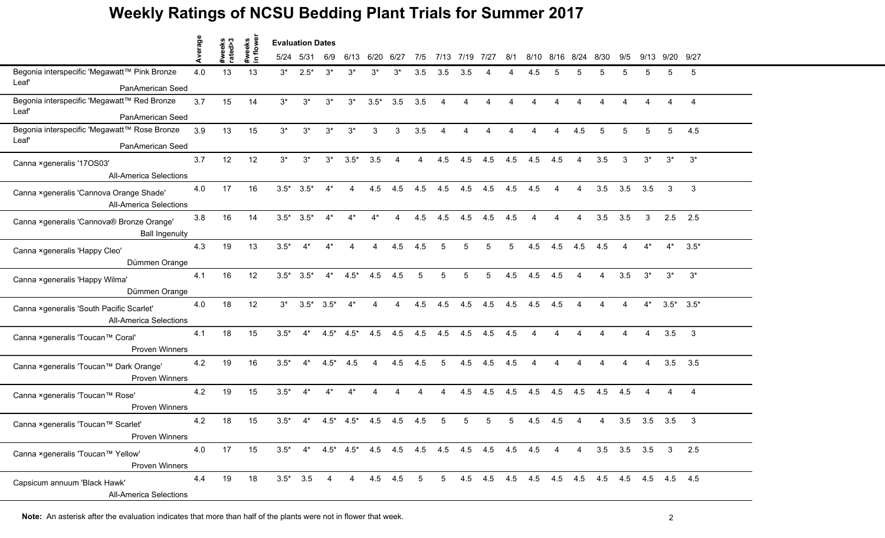# Weekly Ratings of NCSU Bedding Plant Trials for Summer 2017

| | Average | #weeks rated>3 | #weeks in flower | 5/24 | 5/31 | 6/9 | 6/13 | 6/20 | 6/27 | 7/5 | 7/13 | 7/19 | 7/27 | 8/1 | 8/10 | 8/16 | 8/24 | 8/30 | 9/5 | 9/13 | 9/20 | 9/27 |
|---|---|---|---|---|---|---|---|---|---|---|---|---|---|---|---|---|---|---|---|---|---|---|
| | | | | **Evaluation Dates** | | | | | | | | | | | | | | | | | | |
| Begonia interspecific 'Megawatt™ Pink Bronze Leaf' PanAmerican Seed | 4.0 | 13 | 13 | 3* | 2.5* | 3* | 3* | 3* | 3* | 3.5 | 3.5 | 3.5 | 4 | 4 | 4.5 | 5 | 5 | 5 | 5 | 5 | 5 | 5 |
| Begonia interspecific 'Megawatt™ Red Bronze Leaf' PanAmerican Seed | 3.7 | 15 | 14 | 3* | 3* | 3* | 3* | 3.5* | 3.5 | 3.5 | 4 | 4 | 4 | 4 | 4 | 4 | 4 | 4 | 4 | 4 | 4 | 4 |
| Begonia interspecific 'Megawatt™ Rose Bronze Leaf' PanAmerican Seed | 3.9 | 13 | 15 | 3* | 3* | 3* | 3* | 3 | 3 | 3.5 | 4 | 4 | 4 | 4 | 4 | 4 | 4.5 | 5 | 5 | 5 | 5 | 4.5 |
| Canna ×generalis '17OS03' All-America Selections | 3.7 | 12 | 12 | 3* | 3* | 3* | 3.5* | 3.5 | 4 | 4 | 4.5 | 4.5 | 4.5 | 4.5 | 4.5 | 4.5 | 4 | 3.5 | 3 | 3* | 3* | 3* |
| Canna ×generalis 'Cannova Orange Shade' All-America Selections | 4.0 | 17 | 16 | 3.5* | 3.5* | 4* | 4 | 4.5 | 4.5 | 4.5 | 4.5 | 4.5 | 4.5 | 4.5 | 4.5 | 4 | 4 | 3.5 | 3.5 | 3.5 | 3 | 3 |
| Canna ×generalis 'Cannova® Bronze Orange' Ball Ingenuity | 3.8 | 16 | 14 | 3.5* | 3.5* | 4* | 4* | 4* | 4 | 4.5 | 4.5 | 4.5 | 4.5 | 4.5 | 4 | 4 | 4 | 3.5 | 3.5 | 3 | 2.5 | 2.5 |
| Canna ×generalis 'Happy Cleo' Dümmen Orange | 4.3 | 19 | 13 | 3.5* | 4* | 4* | 4 | 4 | 4.5 | 4.5 | 5 | 5 | 5 | 5 | 4.5 | 4.5 | 4.5 | 4.5 | 4 | 4* | 4* | 3.5* |
| Canna ×generalis 'Happy Wilma' Dümmen Orange | 4.1 | 16 | 12 | 3.5* | 3.5* | 4* | 4.5* | 4.5 | 4.5 | 5 | 5 | 5 | 5 | 4.5 | 4.5 | 4.5 | 4 | 4 | 3.5 | 3* | 3* | 3* |
| Canna ×generalis 'South Pacific Scarlet' All-America Selections | 4.0 | 18 | 12 | 3* | 3.5* | 3.5* | 4* | 4 | 4 | 4.5 | 4.5 | 4.5 | 4.5 | 4.5 | 4.5 | 4.5 | 4 | 4 | 4 | 4* | 3.5* | 3.5* |
| Canna ×generalis 'Toucan™ Coral' Proven Winners | 4.1 | 18 | 15 | 3.5* | 4* | 4.5* | 4.5* | 4.5 | 4.5 | 4.5 | 4.5 | 4.5 | 4.5 | 4.5 | 4 | 4 | 4 | 4 | 4 | 4 | 3.5 | 3 |
| Canna ×generalis 'Toucan™ Dark Orange' Proven Winners | 4.2 | 19 | 16 | 3.5* | 4* | 4.5* | 4.5 | 4 | 4.5 | 4.5 | 5 | 4.5 | 4.5 | 4.5 | 4 | 4 | 4 | 4 | 4 | 4 | 3.5 | 3.5 |
| Canna ×generalis 'Toucan™ Rose' Proven Winners | 4.2 | 19 | 15 | 3.5* | 4* | 4* | 4* | 4 | 4 | 4 | 4 | 4.5 | 4.5 | 4.5 | 4.5 | 4.5 | 4.5 | 4.5 | 4.5 | 4 | 4 | 4 |
| Canna ×generalis 'Toucan™ Scarlet' Proven Winners | 4.2 | 18 | 15 | 3.5* | 4* | 4.5* | 4.5* | 4.5 | 4.5 | 4.5 | 5 | 5 | 5 | 5 | 4.5 | 4.5 | 4 | 4 | 3.5 | 3.5 | 3.5 | 3 |
| Canna ×generalis 'Toucan™ Yellow' Proven Winners | 4.0 | 17 | 15 | 3.5* | 4* | 4.5* | 4.5* | 4.5 | 4.5 | 4.5 | 4.5 | 4.5 | 4.5 | 4.5 | 4.5 | 4 | 4 | 3.5 | 3.5 | 3.5 | 3 | 2.5 |
| Capsicum annuum 'Black Hawk' All-America Selections | 4.4 | 19 | 18 | 3.5* | 3.5 | 4 | 4 | 4.5 | 4.5 | 5 | 5 | 4.5 | 4.5 | 4.5 | 4.5 | 4.5 | 4.5 | 4.5 | 4.5 | 4.5 | 4.5 | 4.5 |

**Note:** An asterisk after the evaluation indicates that more than half of the plants were not in flower that week.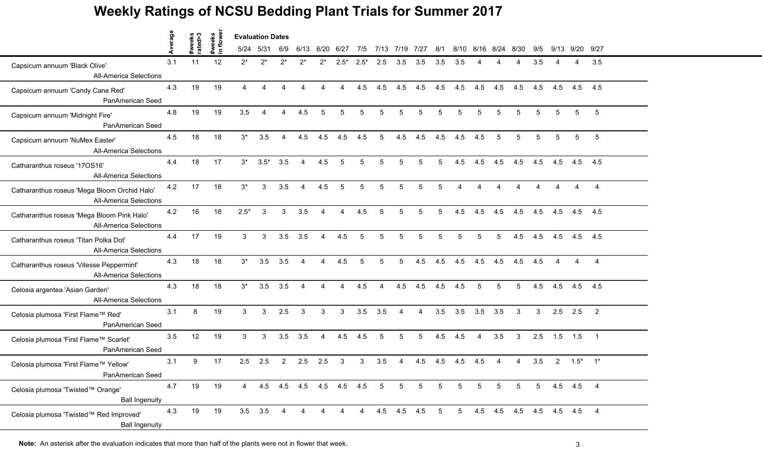# Weekly Ratings of NCSU Bedding Plant Trials for Summer 2017

| | Average | #weeks rated>3 | #weeks in flower | 5/24 | 5/31 | 6/9 | 6/13 | 6/20 | 6/27 | 7/5 | 7/13 | 7/19 | 7/27 | 8/1 | 8/10 | 8/16 | 8/24 | 8/30 | 9/5 | 9/13 | 9/20 | 9/27 |
|---|---|---|---|---|---|---|---|---|---|---|---|---|---|---|---|---|---|---|---|---|---|---|
| | | | | **Evaluation Dates** | | | | | | | | | | | | | | | | | | |
| Capsicum annuum 'Black Olive' All-America Selections | 3.1 | 11 | 12 | 2* | 2* | 2* | 2* | 2* | 2.5* | 2.5* | 2.5 | 3.5 | 3.5 | 3.5 | 3.5 | 4 | 4 | 4 | 3.5 | 4 | 4 | 3.5 |
| Capsicum annuum 'Candy Cane Red' PanAmerican Seed | 4.3 | 19 | 19 | 4 | 4 | 4 | 4 | 4 | 4 | 4.5 | 4.5 | 4.5 | 4.5 | 4.5 | 4.5 | 4.5 | 4.5 | 4.5 | 4.5 | 4.5 | 4.5 | 4.5 |
| Capsicum annuum 'Midnight Fire' PanAmerican Seed | 4.8 | 19 | 19 | 3.5 | 4 | 4 | 4.5 | 5 | 5 | 5 | 5 | 5 | 5 | 5 | 5 | 5 | 5 | 5 | 5 | 5 | 5 | 5 |
| Capsicum annuum 'NuMex Easter' All-America Selections | 4.5 | 18 | 18 | 3* | 3.5 | 4 | 4.5 | 4.5 | 4.5 | 4.5 | 5 | 4.5 | 4.5 | 4.5 | 4.5 | 4.5 | 5 | 5 | 5 | 5 | 5 | 5 |
| Catharanthus roseus '17OS16' All-America Selections | 4.4 | 18 | 17 | 3* | 3.5* | 3.5 | 4 | 4.5 | 5 | 5 | 5 | 5 | 5 | 5 | 4.5 | 4.5 | 4.5 | 4.5 | 4.5 | 4.5 | 4.5 | 4.5 |
| Catharanthus roseus 'Mega Bloom Orchid Halo' All-America Selections | 4.2 | 17 | 18 | 3* | 3 | 3.5 | 4 | 4.5 | 5 | 5 | 5 | 5 | 5 | 5 | 4 | 4 | 4 | 4 | 4 | 4 | 4 | 4 |
| Catharanthus roseus 'Mega Bloom Pink Halo' All-America Selections | 4.2 | 16 | 18 | 2.5* | 3 | 3 | 3.5 | 4 | 4 | 4.5 | 5 | 5 | 5 | 5 | 4.5 | 4.5 | 4.5 | 4.5 | 4.5 | 4.5 | 4.5 | 4.5 |
| Catharanthus roseus 'Titan Polka Dot' All-America Selections | 4.4 | 17 | 19 | 3 | 3 | 3.5 | 3.5 | 4 | 4.5 | 5 | 5 | 5 | 5 | 5 | 5 | 5 | 5 | 4.5 | 4.5 | 4.5 | 4.5 | 4.5 |
| Catharanthus roseus 'Vitesse Peppermint' All-America Selections | 4.3 | 18 | 18 | 3* | 3.5 | 3.5 | 4 | 4 | 4.5 | 5 | 5 | 5 | 4.5 | 4.5 | 4.5 | 4.5 | 4.5 | 4.5 | 4.5 | 4 | 4 | 4 |
| Celosia argentea 'Asian Garden' All-America Selections | 4.3 | 18 | 18 | 3* | 3.5 | 3.5 | 4 | 4 | 4 | 4.5 | 4 | 4.5 | 4.5 | 4.5 | 4.5 | 5 | 5 | 5 | 4.5 | 4.5 | 4.5 | 4.5 |
| Celosia plumosa 'First Flame™ Red' PanAmerican Seed | 3.1 | 8 | 19 | 3 | 3 | 2.5 | 3 | 3 | 3 | 3.5 | 3.5 | 4 | 4 | 3.5 | 3.5 | 3.5 | 3.5 | 3 | 3 | 2.5 | 2.5 | 2 |
| Celosia plumosa 'First Flame™ Scarlet' PanAmerican Seed | 3.5 | 12 | 19 | 3 | 3 | 3.5 | 3.5 | 4 | 4.5 | 4.5 | 5 | 5 | 5 | 4.5 | 4.5 | 4 | 3.5 | 3 | 2.5 | 1.5 | 1.5 | 1 |
| Celosia plumosa 'First Flame™ Yellow' PanAmerican Seed | 3.1 | 9 | 17 | 2.5 | 2.5 | 2 | 2.5 | 2.5 | 3 | 3 | 3.5 | 4 | 4.5 | 4.5 | 4.5 | 4.5 | 4 | 4 | 3.5 | 2 | 1.5* | 1* |
| Celosia plumosa 'Twisted™ Orange' Ball Ingenuity | 4.7 | 19 | 19 | 4 | 4.5 | 4.5 | 4.5 | 4.5 | 4.5 | 4.5 | 5 | 5 | 5 | 5 | 5 | 5 | 5 | 5 | 5 | 4.5 | 4.5 | 4 |
| Celosia plumosa 'Twisted™ Red Improved' Ball Ingenuity | 4.3 | 19 | 19 | 3.5 | 3.5 | 4 | 4 | 4 | 4 | 4 | 4.5 | 4.5 | 4.5 | 5 | 5 | 4.5 | 4.5 | 4.5 | 4.5 | 4.5 | 4.5 | 4 |

**Note:** An asterisk after the evaluation indicates that more than half of the plants were not in flower that week.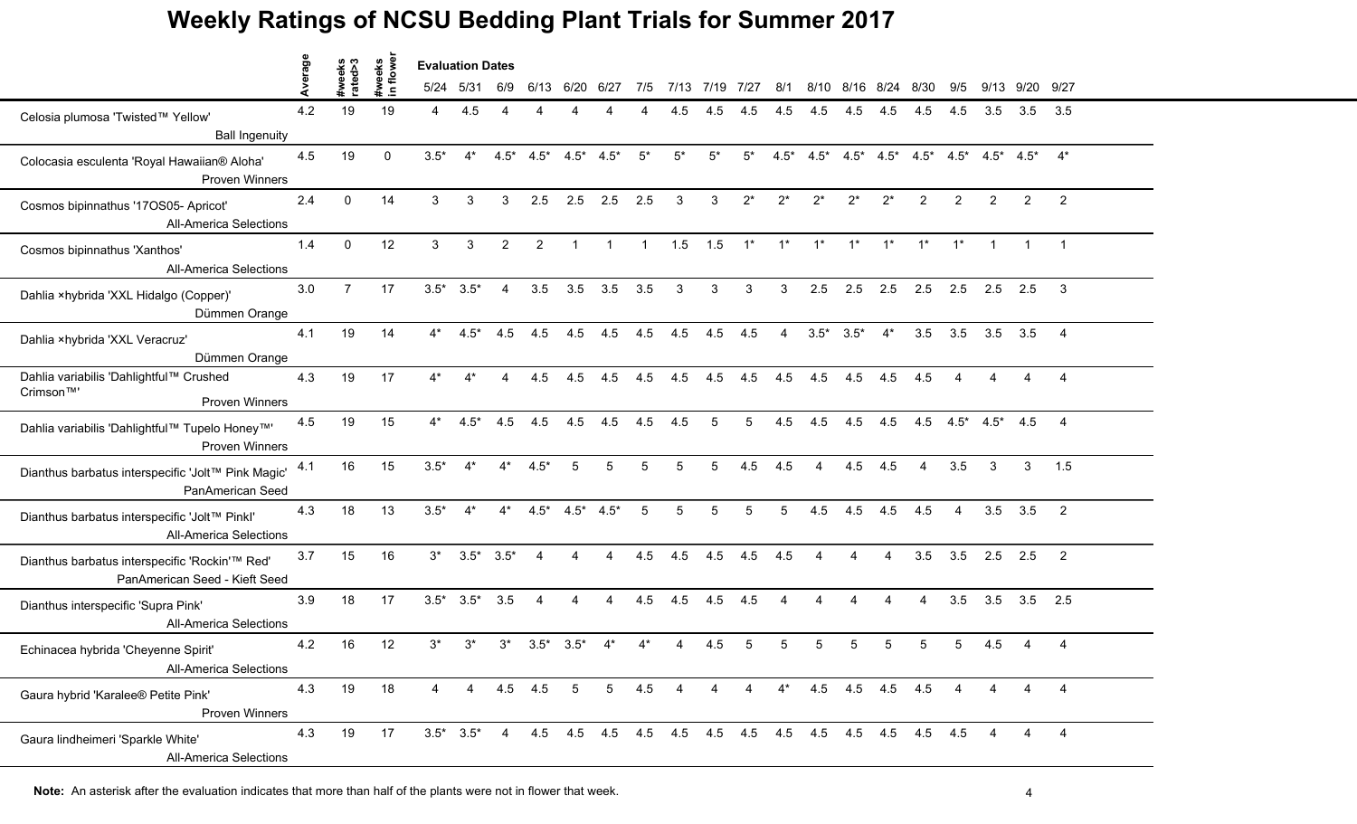# Weekly Ratings of NCSU Bedding Plant Trials for Summer 2017

| | Average | #weeks rated>3 | #weeks in flower | 5/24 | 5/31 | 6/9 | 6/13 | 6/20 | 6/27 | 7/5 | 7/13 | 7/19 | 7/27 | 8/1 | 8/10 | 8/16 | 8/24 | 8/30 | 9/5 | 9/13 | 9/20 | 9/27 |
|---|---|---|---|---|---|---|---|---|---|---|---|---|---|---|---|---|---|---|---|---|---|---|
| | | | | **Evaluation Dates** | | | | | | | | | | | | | | | | | | |
| Celosia plumosa 'Twisted™ Yellow' Ball Ingenuity | 4.2 | 19 | 19 | 4 | 4.5 | 4 | 4 | 4 | 4 | 4 | 4.5 | 4.5 | 4.5 | 4.5 | 4.5 | 4.5 | 4.5 | 4.5 | 4.5 | 3.5 | 3.5 | 3.5 |
| Colocasia esculenta 'Royal Hawaiian® Aloha' Proven Winners | 4.5 | 19 | 0 | 3.5* | 4* | 4.5* | 4.5* | 4.5* | 4.5* | 5* | 5* | 5* | 5* | 4.5* | 4.5* | 4.5* | 4.5* | 4.5* | 4.5* | 4.5* | 4.5* | 4* |
| Cosmos bipinnathus '17OS05- Apricot' All-America Selections | 2.4 | 0 | 14 | 3 | 3 | 3 | 2.5 | 2.5 | 2.5 | 2.5 | 3 | 3 | 2* | 2* | 2* | 2* | 2* | 2 | 2 | 2 | 2 | 2 |
| Cosmos bipinnathus 'Xanthos' All-America Selections | 1.4 | 0 | 12 | 3 | 3 | 2 | 2 | 1 | 1 | 1 | 1.5 | 1.5 | 1* | 1* | 1* | 1* | 1* | 1* | 1* | 1 | 1 | 1 |
| Dahlia ×hybrida 'XXL Hidalgo (Copper)' Dümmen Orange | 3.0 | 7 | 17 | 3.5* | 3.5* | 4 | 3.5 | 3.5 | 3.5 | 3.5 | 3 | 3 | 3 | 3 | 2.5 | 2.5 | 2.5 | 2.5 | 2.5 | 2.5 | 2.5 | 3 |
| Dahlia ×hybrida 'XXL Veracruz' Dümmen Orange | 4.1 | 19 | 14 | 4* | 4.5* | 4.5 | 4.5 | 4.5 | 4.5 | 4.5 | 4.5 | 4.5 | 4.5 | 4 | 3.5* | 3.5* | 4* | 3.5 | 3.5 | 3.5 | 3.5 | 4 |
| Dahlia variabilis 'Dahlightful™ Crushed Crimson™' Proven Winners | 4.3 | 19 | 17 | 4* | 4* | 4 | 4.5 | 4.5 | 4.5 | 4.5 | 4.5 | 4.5 | 4.5 | 4.5 | 4.5 | 4.5 | 4.5 | 4.5 | 4 | 4 | 4 | 4 |
| Dahlia variabilis 'Dahlightful™ Tupelo Honey™' Proven Winners | 4.5 | 19 | 15 | 4* | 4.5* | 4.5 | 4.5 | 4.5 | 4.5 | 4.5 | 4.5 | 5 | 5 | 4.5 | 4.5 | 4.5 | 4.5 | 4.5 | 4.5* | 4.5* | 4.5 | 4 |
| Dianthus barbatus interspecific 'Jolt™ Pink Magic' PanAmerican Seed | 4.1 | 16 | 15 | 3.5* | 4* | 4* | 4.5* | 5 | 5 | 5 | 5 | 5 | 4.5 | 4.5 | 4 | 4.5 | 4.5 | 4 | 3.5 | 3 | 3 | 1.5 |
| Dianthus barbatus interspecific 'Jolt™ PinkI' All-America Selections | 4.3 | 18 | 13 | 3.5* | 4* | 4* | 4.5* | 4.5* | 4.5* | 5 | 5 | 5 | 5 | 5 | 4.5 | 4.5 | 4.5 | 4.5 | 4 | 3.5 | 3.5 | 2 |
| Dianthus barbatus interspecific 'Rockin'™ Red' PanAmerican Seed - Kieft Seed | 3.7 | 15 | 16 | 3* | 3.5* | 3.5* | 4 | 4 | 4 | 4.5 | 4.5 | 4.5 | 4.5 | 4.5 | 4 | 4 | 4 | 3.5 | 3.5 | 2.5 | 2.5 | 2 |
| Dianthus interspecific 'Supra Pink' All-America Selections | 3.9 | 18 | 17 | 3.5* | 3.5* | 3.5 | 4 | 4 | 4 | 4.5 | 4.5 | 4.5 | 4.5 | 4 | 4 | 4 | 4 | 4 | 3.5 | 3.5 | 3.5 | 2.5 |
| Echinacea hybrida 'Cheyenne Spirit' All-America Selections | 4.2 | 16 | 12 | 3* | 3* | 3* | 3.5* | 3.5* | 4* | 4* | 4 | 4.5 | 5 | 5 | 5 | 5 | 5 | 5 | 5 | 4.5 | 4 | 4 |
| Gaura hybrid 'Karalee® Petite Pink' Proven Winners | 4.3 | 19 | 18 | 4 | 4 | 4.5 | 4.5 | 5 | 5 | 4.5 | 4 | 4 | 4 | 4* | 4.5 | 4.5 | 4.5 | 4.5 | 4 | 4 | 4 | 4 |
| Gaura lindheimeri 'Sparkle White' All-America Selections | 4.3 | 19 | 17 | 3.5* | 3.5* | 4 | 4.5 | 4.5 | 4.5 | 4.5 | 4.5 | 4.5 | 4.5 | 4.5 | 4.5 | 4.5 | 4.5 | 4.5 | 4.5 | 4 | 4 | 4 |

**Note:** An asterisk after the evaluation indicates that more than half of the plants were not in flower that week.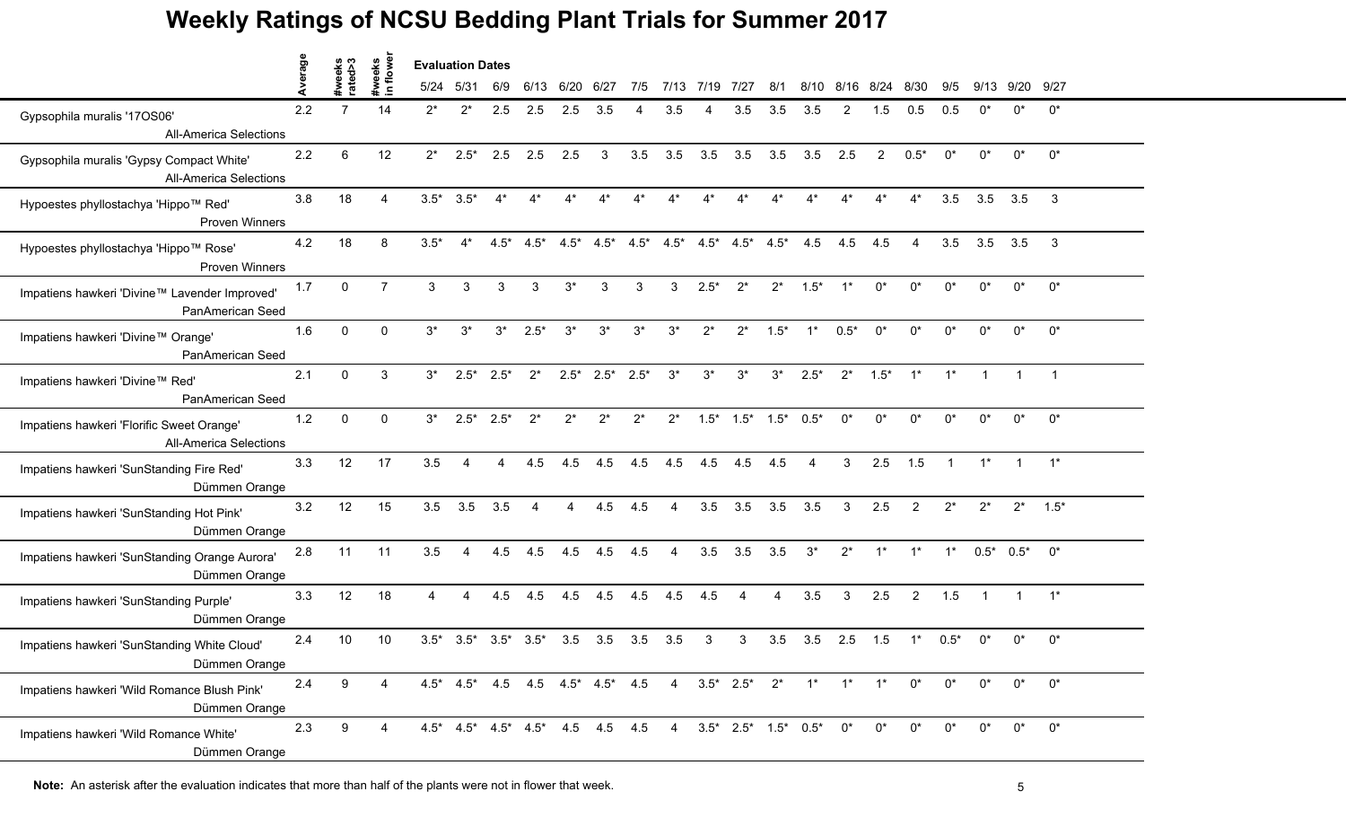# Weekly Ratings of NCSU Bedding Plant Trials for Summer 2017

| | Average | #weeks rated>3 | #weeks in flower | 5/24 | 5/31 | 6/9 | 6/13 | 6/20 | 6/27 | 7/5 | 7/13 | 7/19 | 7/27 | 8/1 | 8/10 | 8/16 | 8/24 | 8/30 | 9/5 | 9/13 | 9/20 | 9/27 |
|---|---|---|---|---|---|---|---|---|---|---|---|---|---|---|---|---|---|---|---|---|---|---|
| | | | | Evaluation Dates | | | | | | | | | | | | | | | | | | |
| Gypsophila muralis '17OS06' All-America Selections | 2.2 | 7 | 14 | 2* | 2* | 2.5 | 2.5 | 2.5 | 3.5 | 4 | 3.5 | 4 | 3.5 | 3.5 | 3.5 | 2 | 1.5 | 0.5 | 0.5 | 0* | 0* | 0* |
| Gypsophila muralis 'Gypsy Compact White' All-America Selections | 2.2 | 6 | 12 | 2* | 2.5* | 2.5 | 2.5 | 2.5 | 3 | 3.5 | 3.5 | 3.5 | 3.5 | 3.5 | 3.5 | 2.5 | 2 | 0.5* | 0* | 0* | 0* | 0* |
| Hypoestes phyllostachya 'Hippo™ Red' Proven Winners | 3.8 | 18 | 4 | 3.5* | 3.5* | 4* | 4* | 4* | 4* | 4* | 4* | 4* | 4* | 4* | 4* | 4* | 4* | 4* | 3.5 | 3.5 | 3.5 | 3 |
| Hypoestes phyllostachya 'Hippo™ Rose' Proven Winners | 4.2 | 18 | 8 | 3.5* | 4* | 4.5* | 4.5* | 4.5* | 4.5* | 4.5* | 4.5* | 4.5* | 4.5* | 4.5* | 4.5 | 4.5 | 4.5 | 4 | 3.5 | 3.5 | 3.5 | 3 |
| Impatiens hawkeri 'Divine™ Lavender Improved' PanAmerican Seed | 1.7 | 0 | 7 | 3 | 3 | 3 | 3 | 3* | 3 | 3 | 3 | 2.5* | 2* | 2* | 1.5* | 1* | 0* | 0* | 0* | 0* | 0* | 0* |
| Impatiens hawkeri 'Divine™ Orange' PanAmerican Seed | 1.6 | 0 | 0 | 3* | 3* | 3* | 2.5* | 3* | 3* | 3* | 3* | 2* | 2* | 1.5* | 1* | 0.5* | 0* | 0* | 0* | 0* | 0* | 0* |
| Impatiens hawkeri 'Divine™ Red' PanAmerican Seed | 2.1 | 0 | 3 | 3* | 2.5* | 2.5* | 2* | 2.5* | 2.5* | 2.5* | 3* | 3* | 3* | 3* | 2.5* | 2* | 1.5* | 1* | 1* | 1 | 1 | 1 |
| Impatiens hawkeri 'Florific Sweet Orange' All-America Selections | 1.2 | 0 | 0 | 3* | 2.5* | 2.5* | 2* | 2* | 2* | 2* | 2* | 1.5* | 1.5* | 1.5* | 0.5* | 0* | 0* | 0* | 0* | 0* | 0* | 0* |
| Impatiens hawkeri 'SunStanding Fire Red' Dümmen Orange | 3.3 | 12 | 17 | 3.5 | 4 | 4 | 4.5 | 4.5 | 4.5 | 4.5 | 4.5 | 4.5 | 4.5 | 4.5 | 4 | 3 | 2.5 | 1.5 | 1 | 1* | 1 | 1* |
| Impatiens hawkeri 'SunStanding Hot Pink' Dümmen Orange | 3.2 | 12 | 15 | 3.5 | 3.5 | 3.5 | 4 | 4 | 4.5 | 4.5 | 4 | 3.5 | 3.5 | 3.5 | 3.5 | 3 | 2.5 | 2 | 2* | 2* | 2* | 1.5* |
| Impatiens hawkeri 'SunStanding Orange Aurora' Dümmen Orange | 2.8 | 11 | 11 | 3.5 | 4 | 4.5 | 4.5 | 4.5 | 4.5 | 4.5 | 4 | 3.5 | 3.5 | 3.5 | 3* | 2* | 1* | 1* | 1* | 0.5* | 0.5* | 0* |
| Impatiens hawkeri 'SunStanding Purple' Dümmen Orange | 3.3 | 12 | 18 | 4 | 4 | 4.5 | 4.5 | 4.5 | 4.5 | 4.5 | 4.5 | 4.5 | 4 | 4 | 3.5 | 3 | 2.5 | 2 | 1.5 | 1 | 1 | 1* |
| Impatiens hawkeri 'SunStanding White Cloud' Dümmen Orange | 2.4 | 10 | 10 | 3.5* | 3.5* | 3.5* | 3.5* | 3.5 | 3.5 | 3.5 | 3.5 | 3 | 3 | 3.5 | 3.5 | 2.5 | 1.5 | 1* | 0.5* | 0* | 0* | 0* |
| Impatiens hawkeri 'Wild Romance Blush Pink' Dümmen Orange | 2.4 | 9 | 4 | 4.5* | 4.5* | 4.5 | 4.5 | 4.5* | 4.5* | 4.5 | 4 | 3.5* | 2.5* | 2* | 1* | 1* | 1* | 0* | 0* | 0* | 0* | 0* |
| Impatiens hawkeri 'Wild Romance White' Dümmen Orange | 2.3 | 9 | 4 | 4.5* | 4.5* | 4.5* | 4.5* | 4.5 | 4.5 | 4.5 | 4 | 3.5* | 2.5* | 1.5* | 0.5* | 0* | 0* | 0* | 0* | 0* | 0* | 0* |

**Note:** An asterisk after the evaluation indicates that more than half of the plants were not in flower that week.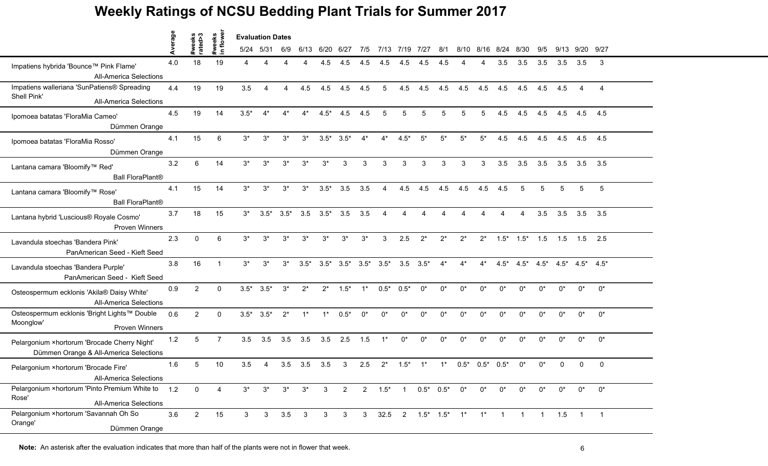# Weekly Ratings of NCSU Bedding Plant Trials for Summer 2017

| | Average | #weeks rated>3 | #weeks in flower | 5/24 | 5/31 | 6/9 | 6/13 | 6/20 | 6/27 | 7/5 | 7/13 | 7/19 | 7/27 | 8/1 | 8/10 | 8/16 | 8/24 | 8/30 | 9/5 | 9/13 | 9/20 | 9/27 |
|---|---|---|---|---|---|---|---|---|---|---|---|---|---|---|---|---|---|---|---|---|---|---|
| | | | | Evaluation Dates | | | | | | | | | | | | | | | | | | |
| Impatiens hybrida 'Bounce™ Pink Flame' All-America Selections | 4.0 | 18 | 19 | 4 | 4 | 4 | 4 | 4.5 | 4.5 | 4.5 | 4.5 | 4.5 | 4.5 | 4.5 | 4 | 4 | 3.5 | 3.5 | 3.5 | 3.5 | 3.5 | 3 |
| Impatiens walleriana 'SunPatiens® Spreading Shell Pink' All-America Selections | 4.4 | 19 | 19 | 3.5 | 4 | 4 | 4.5 | 4.5 | 4.5 | 4.5 | 5 | 4.5 | 4.5 | 4.5 | 4.5 | 4.5 | 4.5 | 4.5 | 4.5 | 4.5 | 4 | 4 |
| Ipomoea batatas 'FloraMia Cameo' Dümmen Orange | 4.5 | 19 | 14 | 3.5* | 4* | 4* | 4* | 4.5* | 4.5 | 4.5 | 5 | 5 | 5 | 5 | 5 | 5 | 4.5 | 4.5 | 4.5 | 4.5 | 4.5 | 4.5 |
| Ipomoea batatas 'FloraMia Rosso' Dümmen Orange | 4.1 | 15 | 6 | 3* | 3* | 3* | 3* | 3.5* | 3.5* | 4* | 4* | 4.5* | 5* | 5* | 5* | 5* | 4.5 | 4.5 | 4.5 | 4.5 | 4.5 | 4.5 |
| Lantana camara 'Bloomify™ Red' Ball FloraPlant® | 3.2 | 6 | 14 | 3* | 3* | 3* | 3* | 3* | 3 | 3 | 3 | 3 | 3 | 3 | 3 | 3 | 3.5 | 3.5 | 3.5 | 3.5 | 3.5 | 3.5 |
| Lantana camara 'Bloomify™ Rose' Ball FloraPlant® | 4.1 | 15 | 14 | 3* | 3* | 3* | 3* | 3.5* | 3.5 | 3.5 | 4 | 4.5 | 4.5 | 4.5 | 4.5 | 4.5 | 4.5 | 5 | 5 | 5 | 5 | 5 |
| Lantana hybrid 'Luscious® Royale Cosmo' Proven Winners | 3.7 | 18 | 15 | 3* | 3.5* | 3.5* | 3.5 | 3.5* | 3.5 | 3.5 | 4 | 4 | 4 | 4 | 4 | 4 | 4 | 4 | 3.5 | 3.5 | 3.5 | 3.5 |
| Lavandula stoechas 'Bandera Pink' PanAmerican Seed - Kieft Seed | 2.3 | 0 | 6 | 3* | 3* | 3* | 3* | 3* | 3* | 3* | 3 | 2.5 | 2* | 2* | 2* | 2* | 1.5* | 1.5* | 1.5 | 1.5 | 1.5 | 2.5 |
| Lavandula stoechas 'Bandera Purple' PanAmerican Seed - Kieft Seed | 3.8 | 16 | 1 | 3* | 3* | 3* | 3.5* | 3.5* | 3.5* | 3.5* | 3.5* | 3.5 | 3.5* | 4* | 4* | 4* | 4.5* | 4.5* | 4.5* | 4.5* | 4.5* | 4.5* |
| Osteospermum ecklonis 'Akila® Daisy White' All-America Selections | 0.9 | 2 | 0 | 3.5* | 3.5* | 3* | 2* | 2* | 1.5* | 1* | 0.5* | 0.5* | 0* | 0* | 0* | 0* | 0* | 0* | 0* | 0* | 0* | 0* |
| Osteospermum ecklonis 'Bright Lights™ Double Moonglow' Proven Winners | 0.6 | 2 | 0 | 3.5* | 3.5* | 2* | 1* | 1* | 0.5* | 0* | 0* | 0* | 0* | 0* | 0* | 0* | 0* | 0* | 0* | 0* | 0* | 0* |
| Pelargonium ×hortorum 'Brocade Cherry Night' Dümmen Orange & All-America Selections | 1.2 | 5 | 7 | 3.5 | 3.5 | 3.5 | 3.5 | 3.5 | 2.5 | 1.5 | 1* | 0* | 0* | 0* | 0* | 0* | 0* | 0* | 0* | 0* | 0* | 0* |
| Pelargonium ×hortorum 'Brocade Fire' All-America Selections | 1.6 | 5 | 10 | 3.5 | 4 | 3.5 | 3.5 | 3.5 | 3 | 2.5 | 2* | 1.5* | 1* | 1* | 0.5* | 0.5* | 0.5* | 0* | 0* | 0 | 0 | 0 |
| Pelargonium ×hortorum 'Pinto Premium White to Rose' All-America Selections | 1.2 | 0 | 4 | 3* | 3* | 3* | 3* | 3 | 2 | 2 | 1.5* | 1 | 0.5* | 0.5* | 0* | 0* | 0* | 0* | 0* | 0* | 0* | 0* |
| Pelargonium ×hortorum 'Savannah Oh So Orange' Dümmen Orange | 3.6 | 2 | 15 | 3 | 3 | 3.5 | 3 | 3 | 3 | 3 | 32.5 | 2 | 1.5* | 1.5* | 1* | 1* | 1 | 1 | 1 | 1.5 | 1 | 1 |

**Note:** An asterisk after the evaluation indicates that more than half of the plants were not in flower that week.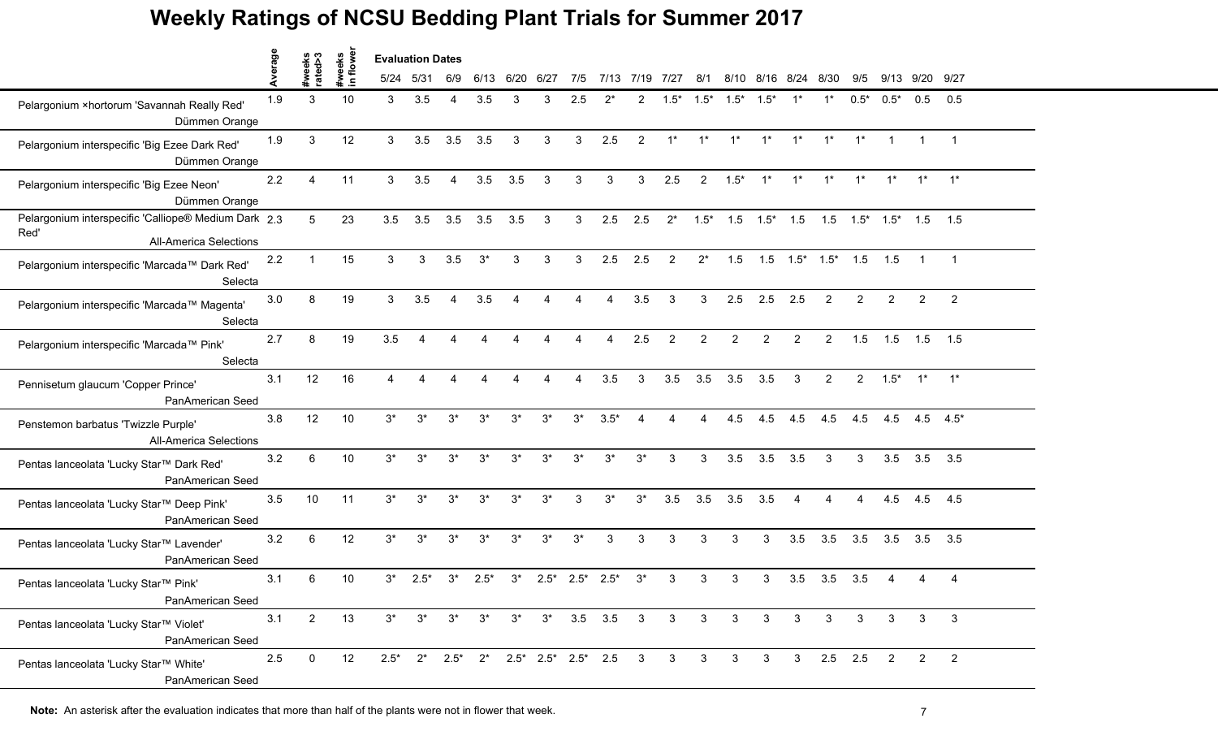# Weekly Ratings of NCSU Bedding Plant Trials for Summer 2017

| | Average | #weeks rated>3 | #weeks in flower | 5/24 | 5/31 | 6/9 | 6/13 | 6/20 | 6/27 | 7/5 | 7/13 | 7/19 | 7/27 | 8/1 | 8/10 | 8/16 | 8/24 | 8/30 | 9/5 | 9/13 | 9/20 | 9/27 |
|---|---|---|---|---|---|---|---|---|---|---|---|---|---|---|---|---|---|---|---|---|---|---|
| | | | | **Evaluation Dates** | | | | | | | | | | | | | | | | | | |
| Pelargonium ×hortorum 'Savannah Really Red' Dümmen Orange | 1.9 | 3 | 10 | 3 | 3.5 | 4 | 3.5 | 3 | 3 | 2.5 | 2* | 2 | 1.5* | 1.5* | 1.5* | 1.5* | 1* | 1* | 0.5* | 0.5* | 0.5 | 0.5 |
| Pelargonium interspecific 'Big Ezee Dark Red' Dümmen Orange | 1.9 | 3 | 12 | 3 | 3.5 | 3.5 | 3.5 | 3 | 3 | 3 | 2.5 | 2 | 1* | 1* | 1* | 1* | 1* | 1* | 1* | 1 | 1 | 1 |
| Pelargonium interspecific 'Big Ezee Neon' Dümmen Orange | 2.2 | 4 | 11 | 3 | 3.5 | 4 | 3.5 | 3.5 | 3 | 3 | 3 | 3 | 2.5 | 2 | 1.5* | 1* | 1* | 1* | 1* | 1* | 1* | 1* |
| Pelargonium interspecific 'Calliope® Medium Dark Red' All-America Selections | 2.3 | 5 | 23 | 3.5 | 3.5 | 3.5 | 3.5 | 3.5 | 3 | 3 | 2.5 | 2.5 | 2* | 1.5* | 1.5 | 1.5* | 1.5 | 1.5 | 1.5* | 1.5* | 1.5 | 1.5 |
| Pelargonium interspecific 'Marcada™ Dark Red' Selecta | 2.2 | 1 | 15 | 3 | 3 | 3.5 | 3* | 3 | 3 | 3 | 2.5 | 2.5 | 2 | 2* | 1.5 | 1.5 | 1.5* | 1.5* | 1.5 | 1.5 | 1 | 1 |
| Pelargonium interspecific 'Marcada™ Magenta' Selecta | 3.0 | 8 | 19 | 3 | 3.5 | 4 | 3.5 | 4 | 4 | 4 | 4 | 3.5 | 3 | 3 | 2.5 | 2.5 | 2.5 | 2 | 2 | 2 | 2 | 2 |
| Pelargonium interspecific 'Marcada™ Pink' Selecta | 2.7 | 8 | 19 | 3.5 | 4 | 4 | 4 | 4 | 4 | 4 | 4 | 2.5 | 2 | 2 | 2 | 2 | 2 | 2 | 1.5 | 1.5 | 1.5 | 1.5 |
| Pennisetum glaucum 'Copper Prince' PanAmerican Seed | 3.1 | 12 | 16 | 4 | 4 | 4 | 4 | 4 | 4 | 4 | 3.5 | 3 | 3.5 | 3.5 | 3.5 | 3.5 | 3 | 2 | 2 | 1.5* | 1* | 1* |
| Penstemon barbatus 'Twizzle Purple' All-America Selections | 3.8 | 12 | 10 | 3* | 3* | 3* | 3* | 3* | 3* | 3* | 3.5* | 4 | 4 | 4 | 4.5 | 4.5 | 4.5 | 4.5 | 4.5 | 4.5 | 4.5 | 4.5* |
| Pentas lanceolata 'Lucky Star™ Dark Red' PanAmerican Seed | 3.2 | 6 | 10 | 3* | 3* | 3* | 3* | 3* | 3* | 3* | 3* | 3* | 3 | 3 | 3.5 | 3.5 | 3.5 | 3 | 3 | 3.5 | 3.5 | 3.5 |
| Pentas lanceolata 'Lucky Star™ Deep Pink' PanAmerican Seed | 3.5 | 10 | 11 | 3* | 3* | 3* | 3* | 3* | 3* | 3 | 3* | 3* | 3.5 | 3.5 | 3.5 | 3.5 | 4 | 4 | 4 | 4.5 | 4.5 | 4.5 |
| Pentas lanceolata 'Lucky Star™ Lavender' PanAmerican Seed | 3.2 | 6 | 12 | 3* | 3* | 3* | 3* | 3* | 3* | 3* | 3 | 3 | 3 | 3 | 3 | 3 | 3.5 | 3.5 | 3.5 | 3.5 | 3.5 | 3.5 |
| Pentas lanceolata 'Lucky Star™ Pink' PanAmerican Seed | 3.1 | 6 | 10 | 3* | 2.5* | 3* | 2.5* | 3* | 2.5* | 2.5* | 2.5* | 3* | 3 | 3 | 3 | 3 | 3.5 | 3.5 | 3.5 | 4 | 4 | 4 |
| Pentas lanceolata 'Lucky Star™ Violet' PanAmerican Seed | 3.1 | 2 | 13 | 3* | 3* | 3* | 3* | 3* | 3* | 3.5 | 3.5 | 3 | 3 | 3 | 3 | 3 | 3 | 3 | 3 | 3 | 3 | 3 |
| Pentas lanceolata 'Lucky Star™ White' PanAmerican Seed | 2.5 | 0 | 12 | 2.5* | 2* | 2.5* | 2* | 2.5* | 2.5* | 2.5* | 2.5 | 3 | 3 | 3 | 3 | 3 | 3 | 2.5 | 2.5 | 2 | 2 | 2 |

**Note:** An asterisk after the evaluation indicates that more than half of the plants were not in flower that week.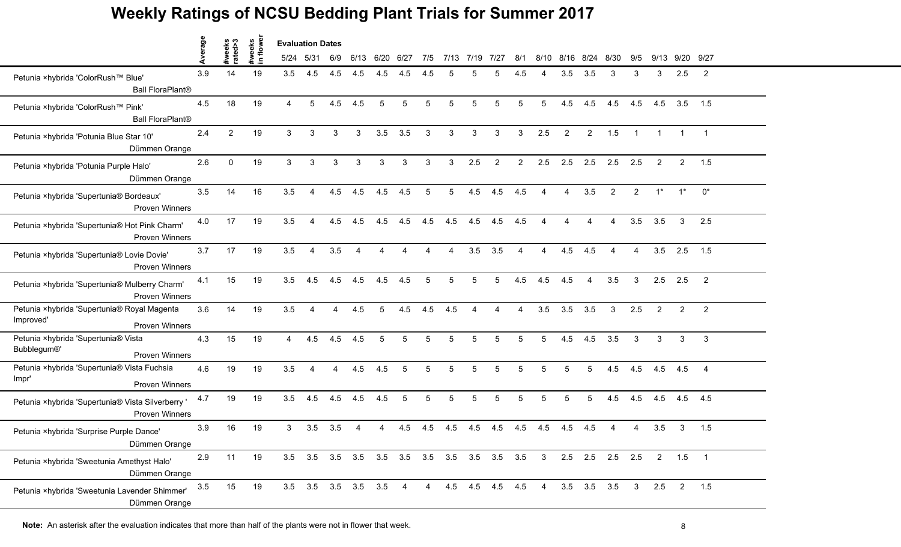# Weekly Ratings of NCSU Bedding Plant Trials for Summer 2017

| | Average | #weeks rated>3 | #weeks in flower | 5/24 | 5/31 | 6/9 | 6/13 | 6/20 | 6/27 | 7/5 | 7/13 | 7/19 | 7/27 | 8/1 | 8/10 | 8/16 | 8/24 | 8/30 | 9/5 | 9/13 | 9/20 | 9/27 |
|---|---|---|---|---|---|---|---|---|---|---|---|---|---|---|---|---|---|---|---|---|---|---|
| | | | | **Evaluation Dates** | | | | | | | | | | | | | | | | | | |
| Petunia ×hybrida 'ColorRush™ Blue' Ball FloraPlant® | 3.9 | 14 | 19 | 3.5 | 4.5 | 4.5 | 4.5 | 4.5 | 4.5 | 4.5 | 5 | 5 | 5 | 4.5 | 4 | 3.5 | 3.5 | 3 | 3 | 3 | 2.5 | 2 |
| Petunia ×hybrida 'ColorRush™ Pink' Ball FloraPlant® | 4.5 | 18 | 19 | 4 | 5 | 4.5 | 4.5 | 5 | 5 | 5 | 5 | 5 | 5 | 5 | 5 | 4.5 | 4.5 | 4.5 | 4.5 | 4.5 | 3.5 | 1.5 |
| Petunia ×hybrida 'Potunia Blue Star 10' Dümmen Orange | 2.4 | 2 | 19 | 3 | 3 | 3 | 3 | 3.5 | 3.5 | 3 | 3 | 3 | 3 | 3 | 2.5 | 2 | 2 | 1.5 | 1 | 1 | 1 | 1 |
| Petunia ×hybrida 'Potunia Purple Halo' Dümmen Orange | 2.6 | 0 | 19 | 3 | 3 | 3 | 3 | 3 | 3 | 3 | 3 | 2.5 | 2 | 2 | 2.5 | 2.5 | 2.5 | 2.5 | 2.5 | 2 | 2 | 1.5 |
| Petunia ×hybrida 'Supertunia® Bordeaux' Proven Winners | 3.5 | 14 | 16 | 3.5 | 4 | 4.5 | 4.5 | 4.5 | 4.5 | 5 | 5 | 4.5 | 4.5 | 4.5 | 4 | 4 | 3.5 | 2 | 2 | 1* | 1* | 0* |
| Petunia ×hybrida 'Supertunia® Hot Pink Charm' Proven Winners | 4.0 | 17 | 19 | 3.5 | 4 | 4.5 | 4.5 | 4.5 | 4.5 | 4.5 | 4.5 | 4.5 | 4.5 | 4.5 | 4 | 4 | 4 | 4 | 3.5 | 3.5 | 3 | 2.5 |
| Petunia ×hybrida 'Supertunia® Lovie Dovie' Proven Winners | 3.7 | 17 | 19 | 3.5 | 4 | 3.5 | 4 | 4 | 4 | 4 | 4 | 3.5 | 3.5 | 4 | 4 | 4.5 | 4.5 | 4 | 4 | 3.5 | 2.5 | 1.5 |
| Petunia ×hybrida 'Supertunia® Mulberry Charm' Proven Winners | 4.1 | 15 | 19 | 3.5 | 4.5 | 4.5 | 4.5 | 4.5 | 4.5 | 5 | 5 | 5 | 5 | 4.5 | 4.5 | 4.5 | 4 | 3.5 | 3 | 2.5 | 2.5 | 2 |
| Petunia ×hybrida 'Supertunia® Royal Magenta Improved' Proven Winners | 3.6 | 14 | 19 | 3.5 | 4 | 4 | 4.5 | 5 | 4.5 | 4.5 | 4.5 | 4 | 4 | 4 | 3.5 | 3.5 | 3.5 | 3 | 2.5 | 2 | 2 | 2 |
| Petunia ×hybrida 'Supertunia® Vista Bubblegum®' Proven Winners | 4.3 | 15 | 19 | 4 | 4.5 | 4.5 | 4.5 | 5 | 5 | 5 | 5 | 5 | 5 | 5 | 5 | 4.5 | 4.5 | 3.5 | 3 | 3 | 3 | 3 |
| Petunia ×hybrida 'Supertunia® Vista Fuchsia Impr' Proven Winners | 4.6 | 19 | 19 | 3.5 | 4 | 4 | 4.5 | 4.5 | 5 | 5 | 5 | 5 | 5 | 5 | 5 | 5 | 5 | 4.5 | 4.5 | 4.5 | 4.5 | 4 |
| Petunia ×hybrida 'Supertunia® Vista Silverberry ' Proven Winners | 4.7 | 19 | 19 | 3.5 | 4.5 | 4.5 | 4.5 | 4.5 | 5 | 5 | 5 | 5 | 5 | 5 | 5 | 5 | 5 | 4.5 | 4.5 | 4.5 | 4.5 | 4.5 |
| Petunia ×hybrida 'Surprise Purple Dance' Dümmen Orange | 3.9 | 16 | 19 | 3 | 3.5 | 3.5 | 4 | 4 | 4.5 | 4.5 | 4.5 | 4.5 | 4.5 | 4.5 | 4.5 | 4.5 | 4.5 | 4 | 4 | 3.5 | 3 | 1.5 |
| Petunia ×hybrida 'Sweetunia Amethyst Halo' Dümmen Orange | 2.9 | 11 | 19 | 3.5 | 3.5 | 3.5 | 3.5 | 3.5 | 3.5 | 3.5 | 3.5 | 3.5 | 3.5 | 3.5 | 3 | 2.5 | 2.5 | 2.5 | 2.5 | 2 | 1.5 | 1 |
| Petunia ×hybrida 'Sweetunia Lavender Shimmer' Dümmen Orange | 3.5 | 15 | 19 | 3.5 | 3.5 | 3.5 | 3.5 | 3.5 | 4 | 4 | 4.5 | 4.5 | 4.5 | 4.5 | 4 | 3.5 | 3.5 | 3.5 | 3 | 2.5 | 2 | 1.5 |

**Note:** An asterisk after the evaluation indicates that more than half of the plants were not in flower that week.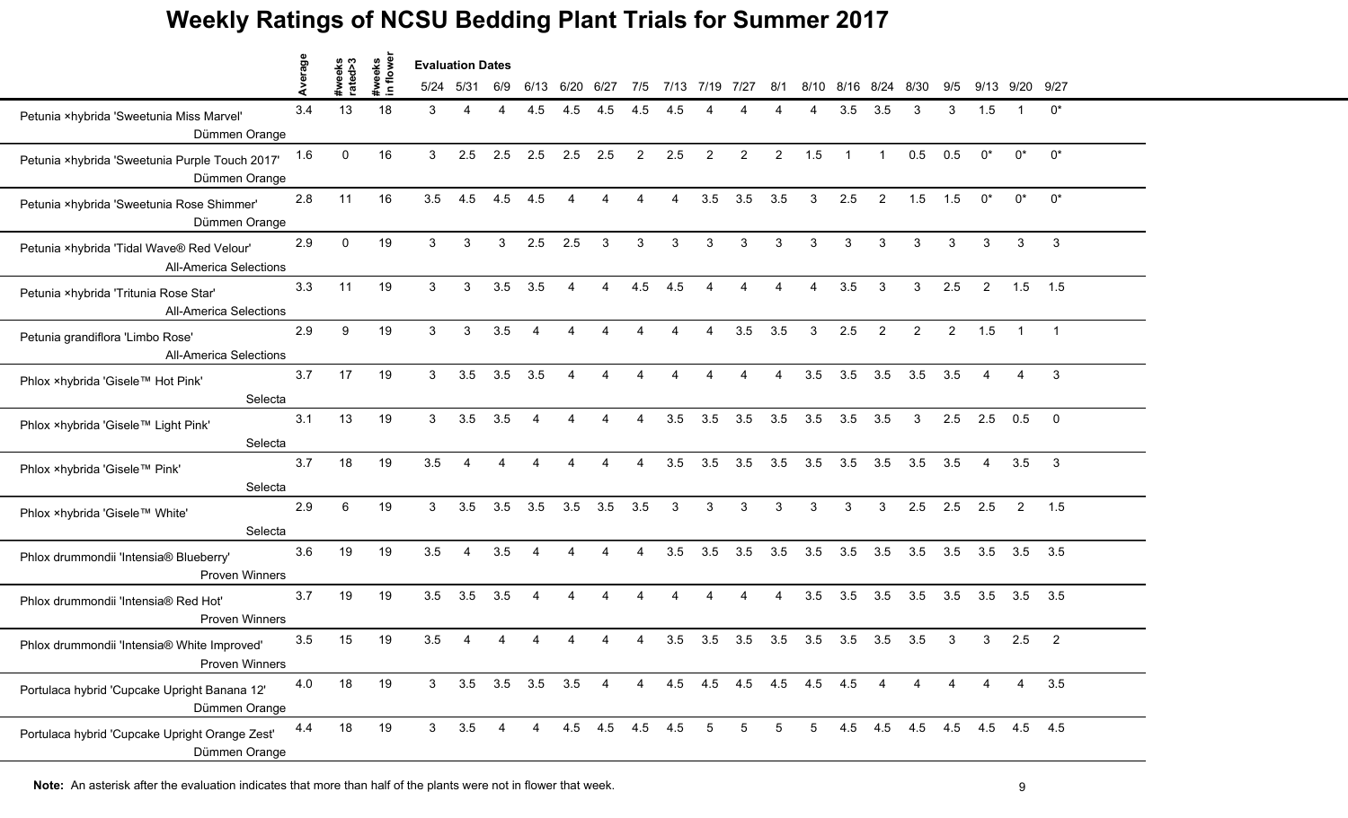# Weekly Ratings of NCSU Bedding Plant Trials for Summer 2017

| | Average | #weeks rated>3 | #weeks in flower | 5/24 | 5/31 | 6/9 | 6/13 | 6/20 | 6/27 | 7/5 | 7/13 | 7/19 | 7/27 | 8/1 | 8/10 | 8/16 | 8/24 | 8/30 | 9/5 | 9/13 | 9/20 | 9/27 |
|---|---|---|---|---|---|---|---|---|---|---|---|---|---|---|---|---|---|---|---|---|---|---|
| | | | | **Evaluation Dates** | | | | | | | | | | | | | | | | | | |
| Petunia ×hybrida 'Sweetunia Miss Marvel' Dümmen Orange | 3.4 | 13 | 18 | 3 | 4 | 4 | 4.5 | 4.5 | 4.5 | 4.5 | 4.5 | 4 | 4 | 4 | 4 | 3.5 | 3.5 | 3 | 3 | 1.5 | 1 | 0* |
| Petunia ×hybrida 'Sweetunia Purple Touch 2017' Dümmen Orange | 1.6 | 0 | 16 | 3 | 2.5 | 2.5 | 2.5 | 2.5 | 2.5 | 2 | 2.5 | 2 | 2 | 2 | 1.5 | 1 | 1 | 0.5 | 0.5 | 0* | 0* | 0* |
| Petunia ×hybrida 'Sweetunia Rose Shimmer' Dümmen Orange | 2.8 | 11 | 16 | 3.5 | 4.5 | 4.5 | 4.5 | 4 | 4 | 4 | 4 | 3.5 | 3.5 | 3.5 | 3 | 2.5 | 2 | 1.5 | 1.5 | 0* | 0* | 0* |
| Petunia ×hybrida 'Tidal Wave® Red Velour' All-America Selections | 2.9 | 0 | 19 | 3 | 3 | 3 | 2.5 | 2.5 | 3 | 3 | 3 | 3 | 3 | 3 | 3 | 3 | 3 | 3 | 3 | 3 | 3 | 3 |
| Petunia ×hybrida 'Tritunia Rose Star' All-America Selections | 3.3 | 11 | 19 | 3 | 3 | 3.5 | 3.5 | 4 | 4 | 4.5 | 4.5 | 4 | 4 | 4 | 4 | 3.5 | 3 | 3 | 2.5 | 2 | 1.5 | 1.5 |
| Petunia grandiflora 'Limbo Rose' All-America Selections | 2.9 | 9 | 19 | 3 | 3 | 3.5 | 4 | 4 | 4 | 4 | 4 | 4 | 3.5 | 3.5 | 3 | 2.5 | 2 | 2 | 2 | 1.5 | 1 | 1 |
| Phlox ×hybrida 'Gisele™ Hot Pink' Selecta | 3.7 | 17 | 19 | 3 | 3.5 | 3.5 | 3.5 | 4 | 4 | 4 | 4 | 4 | 4 | 4 | 3.5 | 3.5 | 3.5 | 3.5 | 3.5 | 4 | 4 | 3 |
| Phlox ×hybrida 'Gisele™ Light Pink' Selecta | 3.1 | 13 | 19 | 3 | 3.5 | 3.5 | 4 | 4 | 4 | 4 | 3.5 | 3.5 | 3.5 | 3.5 | 3.5 | 3.5 | 3.5 | 3 | 2.5 | 2.5 | 0.5 | 0 |
| Phlox ×hybrida 'Gisele™ Pink' Selecta | 3.7 | 18 | 19 | 3.5 | 4 | 4 | 4 | 4 | 4 | 4 | 3.5 | 3.5 | 3.5 | 3.5 | 3.5 | 3.5 | 3.5 | 3.5 | 3.5 | 4 | 3.5 | 3 |
| Phlox ×hybrida 'Gisele™ White' Selecta | 2.9 | 6 | 19 | 3 | 3.5 | 3.5 | 3.5 | 3.5 | 3.5 | 3.5 | 3 | 3 | 3 | 3 | 3 | 3 | 3 | 2.5 | 2.5 | 2.5 | 2 | 1.5 |
| Phlox drummondii 'Intensia® Blueberry' Proven Winners | 3.6 | 19 | 19 | 3.5 | 4 | 3.5 | 4 | 4 | 4 | 4 | 3.5 | 3.5 | 3.5 | 3.5 | 3.5 | 3.5 | 3.5 | 3.5 | 3.5 | 3.5 | 3.5 | 3.5 |
| Phlox drummondii 'Intensia® Red Hot' Proven Winners | 3.7 | 19 | 19 | 3.5 | 3.5 | 3.5 | 4 | 4 | 4 | 4 | 4 | 4 | 4 | 4 | 3.5 | 3.5 | 3.5 | 3.5 | 3.5 | 3.5 | 3.5 | 3.5 |
| Phlox drummondii 'Intensia® White Improved' Proven Winners | 3.5 | 15 | 19 | 3.5 | 4 | 4 | 4 | 4 | 4 | 4 | 3.5 | 3.5 | 3.5 | 3.5 | 3.5 | 3.5 | 3.5 | 3.5 | 3 | 3 | 2.5 | 2 |
| Portulaca hybrid 'Cupcake Upright Banana 12' Dümmen Orange | 4.0 | 18 | 19 | 3 | 3.5 | 3.5 | 3.5 | 3.5 | 4 | 4 | 4.5 | 4.5 | 4.5 | 4.5 | 4.5 | 4.5 | 4 | 4 | 4 | 4 | 4 | 3.5 |
| Portulaca hybrid 'Cupcake Upright Orange Zest' Dümmen Orange | 4.4 | 18 | 19 | 3 | 3.5 | 4 | 4 | 4.5 | 4.5 | 4.5 | 4.5 | 5 | 5 | 5 | 5 | 4.5 | 4.5 | 4.5 | 4.5 | 4.5 | 4.5 | 4.5 |

**Note:** An asterisk after the evaluation indicates that more than half of the plants were not in flower that week.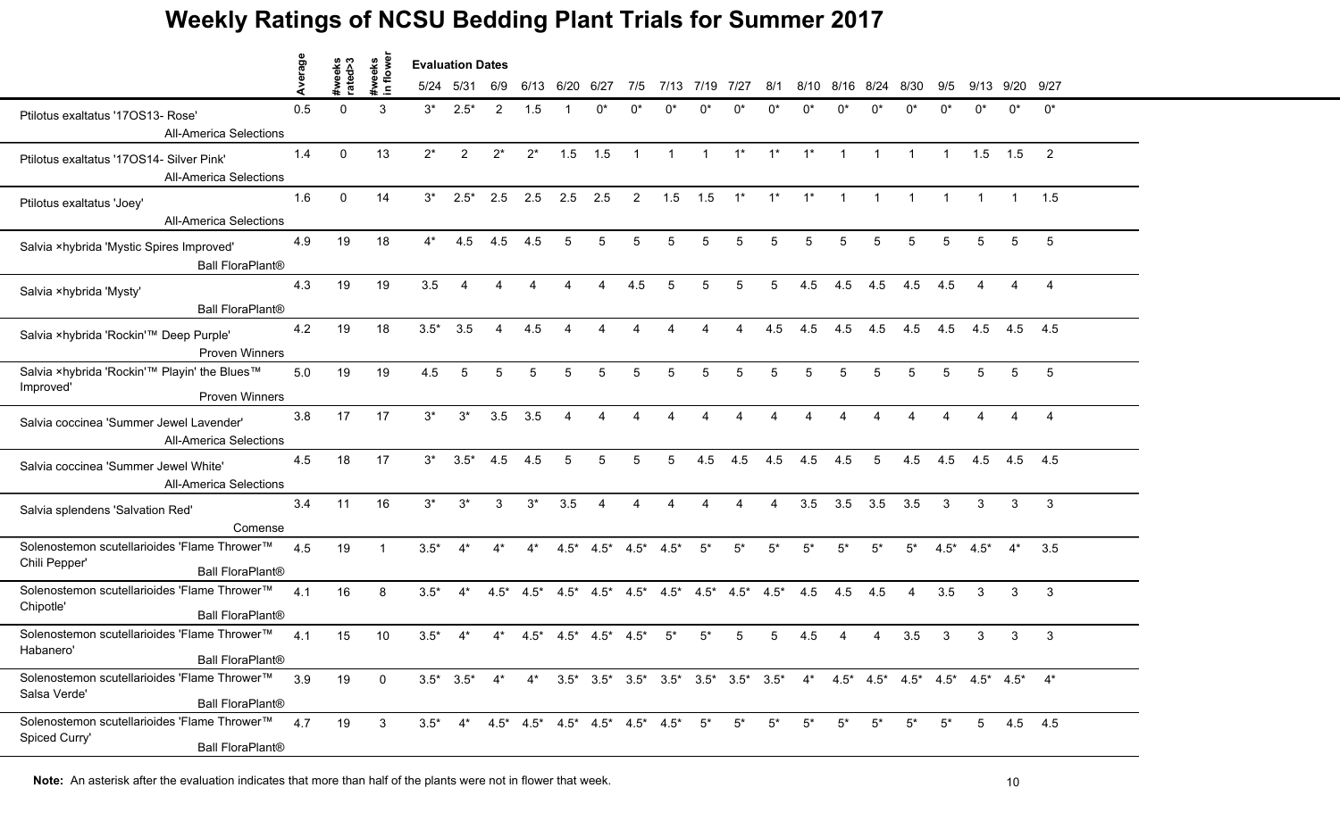# Weekly Ratings of NCSU Bedding Plant Trials for Summer 2017

| | Average | #weeks rated>3 | #weeks in flower | 5/24 | 5/31 | 6/9 | 6/13 | 6/20 | 6/27 | 7/5 | 7/13 | 7/19 | 7/27 | 8/1 | 8/10 | 8/16 | 8/24 | 8/30 | 9/5 | 9/13 | 9/20 | 9/27 |
|---|---|---|---|---|---|---|---|---|---|---|---|---|---|---|---|---|---|---|---|---|---|---|
| | | | | **Evaluation Dates** | | | | | | | | | | | | | | | | | | |
| Ptilotus exaltatus '17OS13- Rose' All-America Selections | 0.5 | 0 | 3 | 3* | 2.5* | 2 | 1.5 | 1 | 0* | 0* | 0* | 0* | 0* | 0* | 0* | 0* | 0* | 0* | 0* | 0* | 0* | 0* |
| Ptilotus exaltatus '17OS14- Silver Pink' All-America Selections | 1.4 | 0 | 13 | 2* | 2 | 2* | 2* | 1.5 | 1.5 | 1 | 1 | 1 | 1* | 1* | 1* | 1 | 1 | 1 | 1 | 1.5 | 1.5 | 2 |
| Ptilotus exaltatus 'Joey' All-America Selections | 1.6 | 0 | 14 | 3* | 2.5* | 2.5 | 2.5 | 2.5 | 2.5 | 2 | 1.5 | 1.5 | 1* | 1* | 1* | 1 | 1 | 1 | 1 | 1 | 1 | 1.5 |
| Salvia ×hybrida 'Mystic Spires Improved' Ball FloraPlant® | 4.9 | 19 | 18 | 4* | 4.5 | 4.5 | 4.5 | 5 | 5 | 5 | 5 | 5 | 5 | 5 | 5 | 5 | 5 | 5 | 5 | 5 | 5 | 5 |
| Salvia ×hybrida 'Mysty' Ball FloraPlant® | 4.3 | 19 | 19 | 3.5 | 4 | 4 | 4 | 4 | 4 | 4.5 | 5 | 5 | 5 | 5 | 4.5 | 4.5 | 4.5 | 4.5 | 4.5 | 4 | 4 | 4 |
| Salvia ×hybrida 'Rockin'™ Deep Purple' Proven Winners | 4.2 | 19 | 18 | 3.5* | 3.5 | 4 | 4.5 | 4 | 4 | 4 | 4 | 4 | 4 | 4.5 | 4.5 | 4.5 | 4.5 | 4.5 | 4.5 | 4.5 | 4.5 | 4.5 |
| Salvia ×hybrida 'Rockin'™ Playin' the Blues™ Improved' Proven Winners | 5.0 | 19 | 19 | 4.5 | 5 | 5 | 5 | 5 | 5 | 5 | 5 | 5 | 5 | 5 | 5 | 5 | 5 | 5 | 5 | 5 | 5 | 5 |
| Salvia coccinea 'Summer Jewel Lavender' All-America Selections | 3.8 | 17 | 17 | 3* | 3* | 3.5 | 3.5 | 4 | 4 | 4 | 4 | 4 | 4 | 4 | 4 | 4 | 4 | 4 | 4 | 4 | 4 | 4 |
| Salvia coccinea 'Summer Jewel White' All-America Selections | 4.5 | 18 | 17 | 3* | 3.5* | 4.5 | 4.5 | 5 | 5 | 5 | 5 | 4.5 | 4.5 | 4.5 | 4.5 | 4.5 | 5 | 4.5 | 4.5 | 4.5 | 4.5 | 4.5 |
| Salvia splendens 'Salvation Red' Comense | 3.4 | 11 | 16 | 3* | 3* | 3 | 3* | 3.5 | 4 | 4 | 4 | 4 | 4 | 4 | 3.5 | 3.5 | 3.5 | 3.5 | 3 | 3 | 3 | 3 |
| Solenostemon scutellarioides 'Flame Thrower™ Chili Pepper' Ball FloraPlant® | 4.5 | 19 | 1 | 3.5* | 4* | 4* | 4* | 4.5* | 4.5* | 4.5* | 4.5* | 5* | 5* | 5* | 5* | 5* | 5* | 5* | 4.5* | 4.5* | 4* | 3.5 |
| Solenostemon scutellarioides 'Flame Thrower™ Chipotle' Ball FloraPlant® | 4.1 | 16 | 8 | 3.5* | 4* | 4.5* | 4.5* | 4.5* | 4.5* | 4.5* | 4.5* | 4.5* | 4.5* | 4.5* | 4.5 | 4.5 | 4.5 | 4 | 3.5 | 3 | 3 | 3 |
| Solenostemon scutellarioides 'Flame Thrower™ Habanero' Ball FloraPlant® | 4.1 | 15 | 10 | 3.5* | 4* | 4* | 4.5* | 4.5* | 4.5* | 4.5* | 5* | 5* | 5 | 5 | 4.5 | 4 | 4 | 3.5 | 3 | 3 | 3 | 3 |
| Solenostemon scutellarioides 'Flame Thrower™ Salsa Verde' Ball FloraPlant® | 3.9 | 19 | 0 | 3.5* | 3.5* | 4* | 4* | 3.5* | 3.5* | 3.5* | 3.5* | 3.5* | 3.5* | 3.5* | 4* | 4.5* | 4.5* | 4.5* | 4.5* | 4.5* | 4.5* | 4* |
| Solenostemon scutellarioides 'Flame Thrower™ Spiced Curry' Ball FloraPlant® | 4.7 | 19 | 3 | 3.5* | 4* | 4.5* | 4.5* | 4.5* | 4.5* | 4.5* | 4.5* | 5* | 5* | 5* | 5* | 5* | 5* | 5* | 5* | 5 | 4.5 | 4.5 |

**Note:** An asterisk after the evaluation indicates that more than half of the plants were not in flower that week.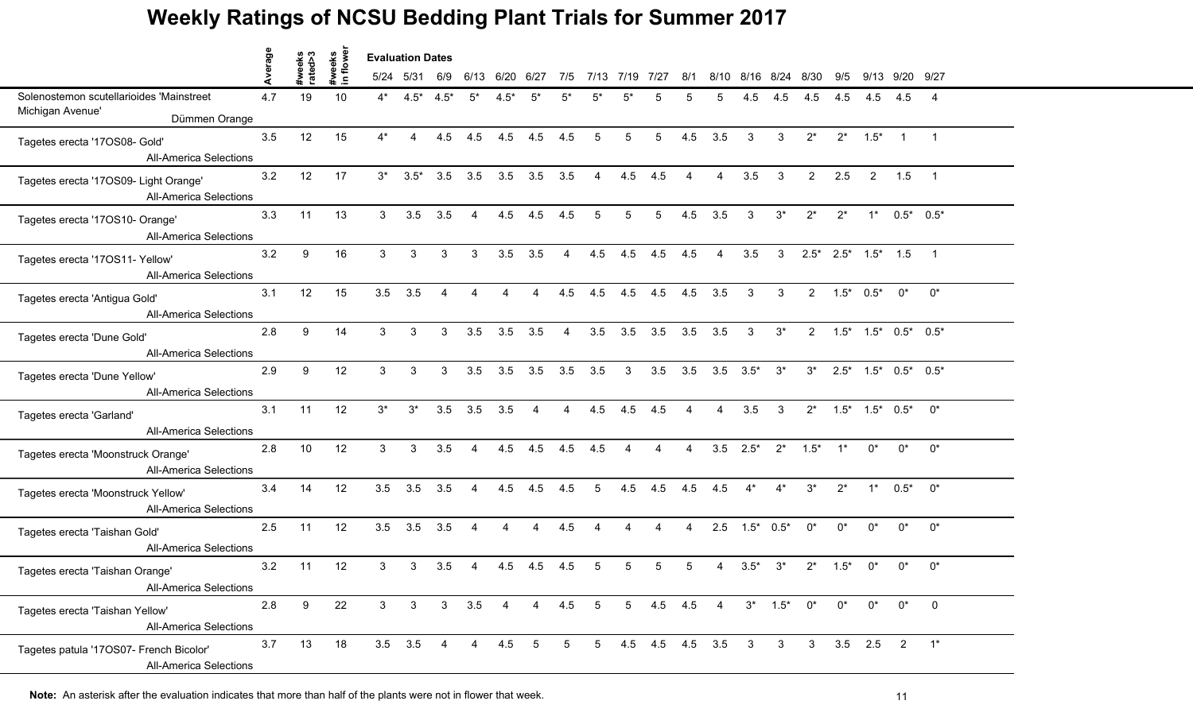# Weekly Ratings of NCSU Bedding Plant Trials for Summer 2017

| | Average | #weeks rated>3 | #weeks in flower | Evaluation Dates | | | | | | | | | | | | | | | | | | | |
|---|---|---|---|---|---|---|---|---|---|---|---|---|---|---|---|---|---|---|---|---|---|---|---|
| | | | | 5/24 | 5/31 | 6/9 | 6/13 | 6/20 | 6/27 | 7/5 | 7/13 | 7/19 | 7/27 | 8/1 | 8/10 | 8/16 | 8/24 | 8/30 | 9/5 | 9/13 | 9/20 | 9/27 |
| Solenostemon scutellarioides 'Mainstreet Michigan Avenue' Dümmen Orange | 4.7 | 19 | 10 | 4* | 4.5* | 4.5* | 5* | 4.5* | 5* | 5* | 5* | 5* | 5 | 5 | 5 | 4.5 | 4.5 | 4.5 | 4.5 | 4.5 | 4.5 | 4 |
| Tagetes erecta '17OS08- Gold' All-America Selections | 3.5 | 12 | 15 | 4* | 4 | 4.5 | 4.5 | 4.5 | 4.5 | 4.5 | 5 | 5 | 5 | 4.5 | 3.5 | 3 | 3 | 2* | 2* | 1.5* | 1 | 1 |
| Tagetes erecta '17OS09- Light Orange' All-America Selections | 3.2 | 12 | 17 | 3* | 3.5* | 3.5 | 3.5 | 3.5 | 3.5 | 3.5 | 4 | 4.5 | 4.5 | 4 | 4 | 3.5 | 3 | 2 | 2.5 | 2 | 1.5 | 1 |
| Tagetes erecta '17OS10- Orange' All-America Selections | 3.3 | 11 | 13 | 3 | 3.5 | 3.5 | 4 | 4.5 | 4.5 | 4.5 | 5 | 5 | 5 | 4.5 | 3.5 | 3 | 3* | 2* | 2* | 1* | 0.5* | 0.5* |
| Tagetes erecta '17OS11- Yellow' All-America Selections | 3.2 | 9 | 16 | 3 | 3 | 3 | 3 | 3.5 | 3.5 | 4 | 4.5 | 4.5 | 4.5 | 4.5 | 4 | 3.5 | 3 | 2.5* | 2.5* | 1.5* | 1.5 | 1 |
| Tagetes erecta 'Antigua Gold' All-America Selections | 3.1 | 12 | 15 | 3.5 | 3.5 | 4 | 4 | 4 | 4 | 4.5 | 4.5 | 4.5 | 4.5 | 4.5 | 3.5 | 3 | 3 | 2 | 1.5* | 0.5* | 0* | 0* |
| Tagetes erecta 'Dune Gold' All-America Selections | 2.8 | 9 | 14 | 3 | 3 | 3 | 3.5 | 3.5 | 3.5 | 4 | 3.5 | 3.5 | 3.5 | 3.5 | 3.5 | 3 | 3* | 2 | 1.5* | 1.5* | 0.5* | 0.5* |
| Tagetes erecta 'Dune Yellow' All-America Selections | 2.9 | 9 | 12 | 3 | 3 | 3 | 3.5 | 3.5 | 3.5 | 3.5 | 3.5 | 3 | 3.5 | 3.5 | 3.5 | 3.5* | 3* | 3* | 2.5* | 1.5* | 0.5* | 0.5* |
| Tagetes erecta 'Garland' All-America Selections | 3.1 | 11 | 12 | 3* | 3* | 3.5 | 3.5 | 3.5 | 4 | 4 | 4.5 | 4.5 | 4.5 | 4 | 4 | 3.5 | 3 | 2* | 1.5* | 1.5* | 0.5* | 0* |
| Tagetes erecta 'Moonstruck Orange' All-America Selections | 2.8 | 10 | 12 | 3 | 3 | 3.5 | 4 | 4.5 | 4.5 | 4.5 | 4.5 | 4 | 4 | 4 | 3.5 | 2.5* | 2* | 1.5* | 1* | 0* | 0* | 0* |
| Tagetes erecta 'Moonstruck Yellow' All-America Selections | 3.4 | 14 | 12 | 3.5 | 3.5 | 3.5 | 4 | 4.5 | 4.5 | 4.5 | 5 | 4.5 | 4.5 | 4.5 | 4.5 | 4* | 4* | 3* | 2* | 1* | 0.5* | 0* |
| Tagetes erecta 'Taishan Gold' All-America Selections | 2.5 | 11 | 12 | 3.5 | 3.5 | 3.5 | 4 | 4 | 4 | 4.5 | 4 | 4 | 4 | 4 | 2.5 | 1.5* | 0.5* | 0* | 0* | 0* | 0* | 0* |
| Tagetes erecta 'Taishan Orange' All-America Selections | 3.2 | 11 | 12 | 3 | 3 | 3.5 | 4 | 4.5 | 4.5 | 4.5 | 5 | 5 | 5 | 5 | 4 | 3.5* | 3* | 2* | 1.5* | 0* | 0* | 0* |
| Tagetes erecta 'Taishan Yellow' All-America Selections | 2.8 | 9 | 22 | 3 | 3 | 3 | 3.5 | 4 | 4 | 4.5 | 5 | 5 | 4.5 | 4.5 | 4 | 3* | 1.5* | 0* | 0* | 0* | 0* | 0 |
| Tagetes patula '17OS07- French Bicolor' All-America Selections | 3.7 | 13 | 18 | 3.5 | 3.5 | 4 | 4 | 4.5 | 5 | 5 | 5 | 4.5 | 4.5 | 4.5 | 3.5 | 3 | 3 | 3 | 3.5 | 2.5 | 2 | 1* |

**Note:** An asterisk after the evaluation indicates that more than half of the plants were not in flower that week.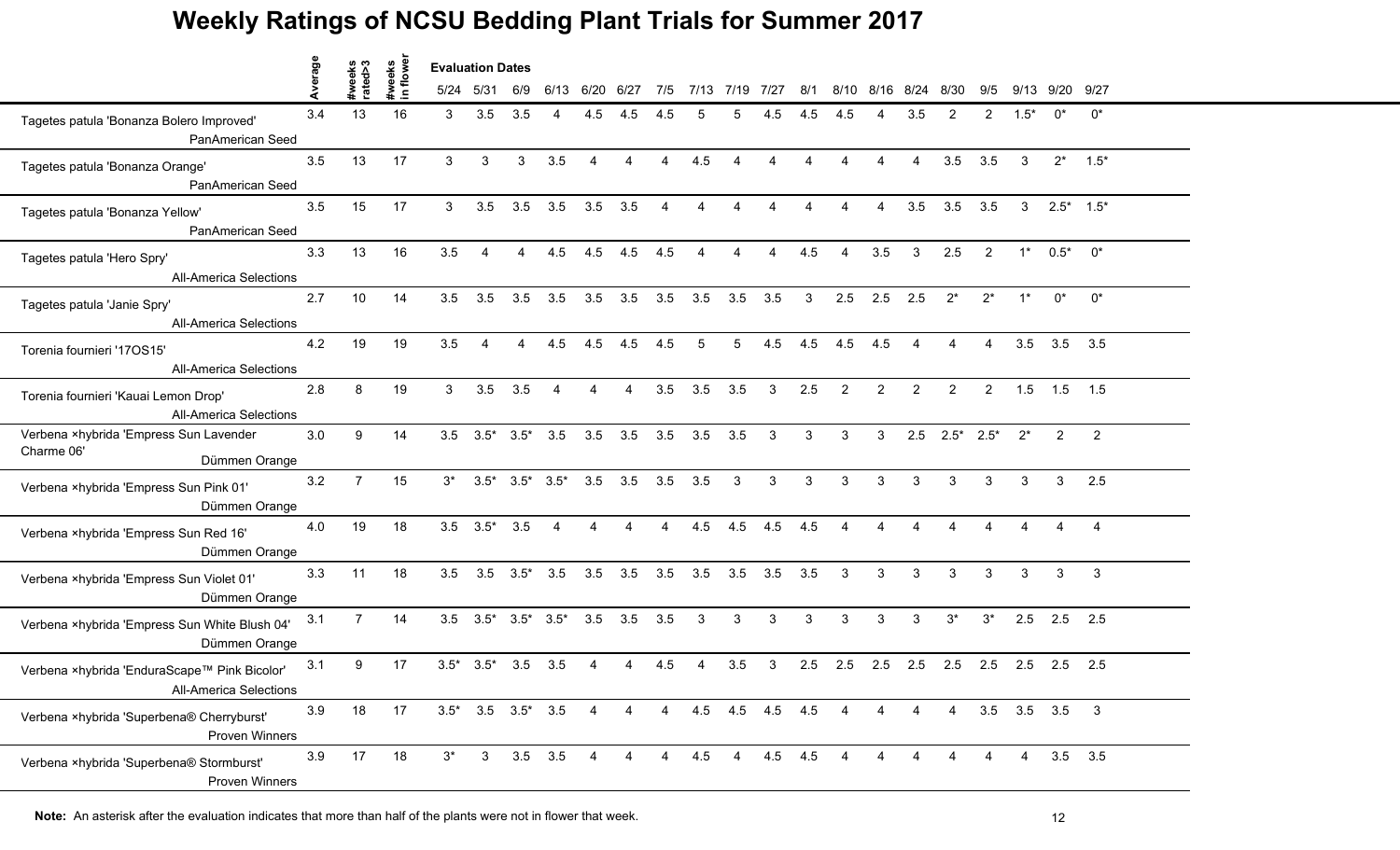# Weekly Ratings of NCSU Bedding Plant Trials for Summer 2017

| | Average | #weeks rated>3 | #weeks in flower | 5/24 | 5/31 | 6/9 | 6/13 | 6/20 | 6/27 | 7/5 | 7/13 | 7/19 | 7/27 | 8/1 | 8/10 | 8/16 | 8/24 | 8/30 | 9/5 | 9/13 | 9/20 | 9/27 |
|---|---|---|---|---|---|---|---|---|---|---|---|---|---|---|---|---|---|---|---|---|---|---|
| | | | | Evaluation Dates | | | | | | | | | | | | | | | | | | |
| Tagetes patula 'Bonanza Bolero Improved' PanAmerican Seed | 3.4 | 13 | 16 | 3 | 3.5 | 3.5 | 4 | 4.5 | 4.5 | 4.5 | 5 | 5 | 4.5 | 4.5 | 4.5 | 4 | 3.5 | 2 | 2 | 1.5* | 0* | 0* |
| Tagetes patula 'Bonanza Orange' PanAmerican Seed | 3.5 | 13 | 17 | 3 | 3 | 3 | 3.5 | 4 | 4 | 4 | 4.5 | 4 | 4 | 4 | 4 | 4 | 4 | 3.5 | 3.5 | 3 | 2* | 1.5* |
| Tagetes patula 'Bonanza Yellow' PanAmerican Seed | 3.5 | 15 | 17 | 3 | 3.5 | 3.5 | 3.5 | 3.5 | 3.5 | 4 | 4 | 4 | 4 | 4 | 4 | 4 | 3.5 | 3.5 | 3.5 | 3 | 2.5* | 1.5* |
| Tagetes patula 'Hero Spry' All-America Selections | 3.3 | 13 | 16 | 3.5 | 4 | 4 | 4.5 | 4.5 | 4.5 | 4.5 | 4 | 4 | 4 | 4.5 | 4 | 3.5 | 3 | 2.5 | 2 | 1* | 0.5* | 0* |
| Tagetes patula 'Janie Spry' All-America Selections | 2.7 | 10 | 14 | 3.5 | 3.5 | 3.5 | 3.5 | 3.5 | 3.5 | 3.5 | 3.5 | 3.5 | 3.5 | 3 | 2.5 | 2.5 | 2.5 | 2* | 2* | 1* | 0* | 0* |
| Torenia fournieri '17OS15' All-America Selections | 4.2 | 19 | 19 | 3.5 | 4 | 4 | 4.5 | 4.5 | 4.5 | 4.5 | 5 | 5 | 4.5 | 4.5 | 4.5 | 4.5 | 4 | 4 | 4 | 3.5 | 3.5 | 3.5 |
| Torenia fournieri 'Kauai Lemon Drop' All-America Selections | 2.8 | 8 | 19 | 3 | 3.5 | 3.5 | 4 | 4 | 4 | 3.5 | 3.5 | 3.5 | 3 | 2.5 | 2 | 2 | 2 | 2 | 2 | 1.5 | 1.5 | 1.5 |
| Verbena ×hybrida 'Empress Sun Lavender Charme 06' Dümmen Orange | 3.0 | 9 | 14 | 3.5 | 3.5* | 3.5* | 3.5 | 3.5 | 3.5 | 3.5 | 3.5 | 3.5 | 3 | 3 | 3 | 3 | 2.5 | 2.5* | 2.5* | 2* | 2 | 2 |
| Verbena ×hybrida 'Empress Sun Pink 01' Dümmen Orange | 3.2 | 7 | 15 | 3* | 3.5* | 3.5* | 3.5* | 3.5 | 3.5 | 3.5 | 3.5 | 3 | 3 | 3 | 3 | 3 | 3 | 3 | 3 | 3 | 3 | 2.5 |
| Verbena ×hybrida 'Empress Sun Red 16' Dümmen Orange | 4.0 | 19 | 18 | 3.5 | 3.5* | 3.5 | 4 | 4 | 4 | 4 | 4.5 | 4.5 | 4.5 | 4.5 | 4 | 4 | 4 | 4 | 4 | 4 | 4 | 4 |
| Verbena ×hybrida 'Empress Sun Violet 01' Dümmen Orange | 3.3 | 11 | 18 | 3.5 | 3.5 | 3.5* | 3.5 | 3.5 | 3.5 | 3.5 | 3.5 | 3.5 | 3.5 | 3.5 | 3 | 3 | 3 | 3 | 3 | 3 | 3 | 3 |
| Verbena ×hybrida 'Empress Sun White Blush 04' Dümmen Orange | 3.1 | 7 | 14 | 3.5 | 3.5* | 3.5* | 3.5* | 3.5 | 3.5 | 3.5 | 3 | 3 | 3 | 3 | 3 | 3 | 3 | 3* | 3* | 2.5 | 2.5 | 2.5 |
| Verbena ×hybrida 'EnduraScape™ Pink Bicolor' All-America Selections | 3.1 | 9 | 17 | 3.5* | 3.5* | 3.5 | 3.5 | 4 | 4 | 4.5 | 4 | 3.5 | 3 | 2.5 | 2.5 | 2.5 | 2.5 | 2.5 | 2.5 | 2.5 | 2.5 | 2.5 |
| Verbena ×hybrida 'Superbena® Cherryburst' Proven Winners | 3.9 | 18 | 17 | 3.5* | 3.5 | 3.5* | 3.5 | 4 | 4 | 4 | 4.5 | 4.5 | 4.5 | 4.5 | 4 | 4 | 4 | 4 | 3.5 | 3.5 | 3.5 | 3 |
| Verbena ×hybrida 'Superbena® Stormburst' Proven Winners | 3.9 | 17 | 18 | 3* | 3 | 3.5 | 3.5 | 4 | 4 | 4 | 4.5 | 4 | 4.5 | 4.5 | 4 | 4 | 4 | 4 | 4 | 4 | 3.5 | 3.5 |

**Note:** An asterisk after the evaluation indicates that more than half of the plants were not in flower that week.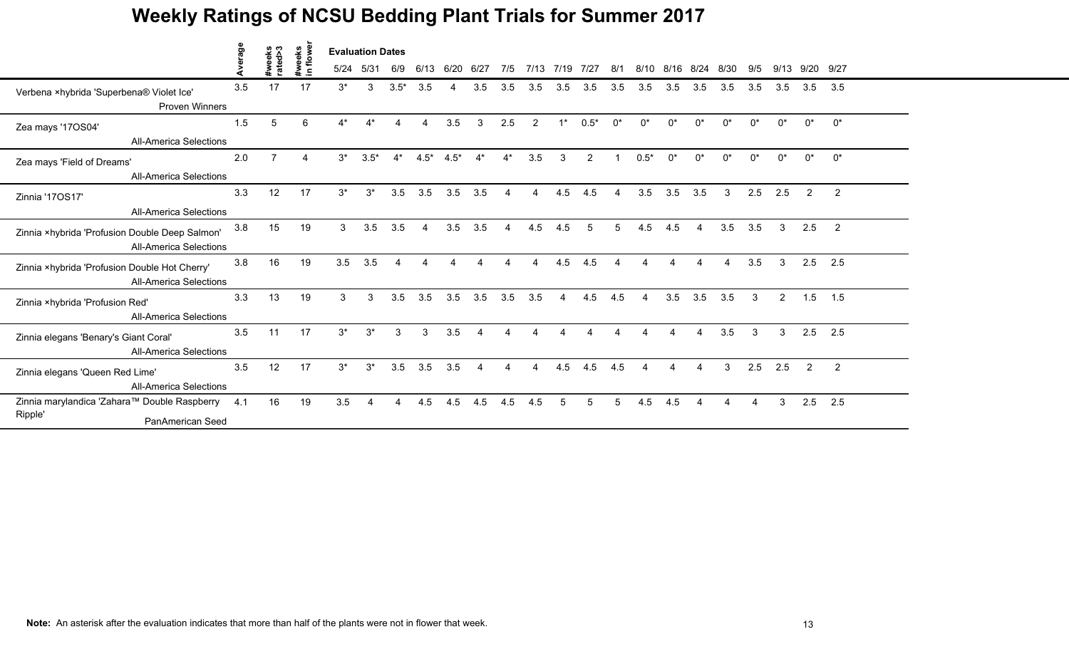# Weekly Ratings of NCSU Bedding Plant Trials for Summer 2017

| | Average | #weeks rated>3 | #weeks in flower | 5/24 | 5/31 | 6/9 | 6/13 | 6/20 | 6/27 | 7/5 | 7/13 | 7/19 | 7/27 | 8/1 | 8/10 | 8/16 | 8/24 | 8/30 | 9/5 | 9/13 | 9/20 | 9/27 |
|---|---|---|---|---|---|---|---|---|---|---|---|---|---|---|---|---|---|---|---|---|---|---|
| | | | | **Evaluation Dates** | | | | | | | | | | | | | | | | | | |
| Verbena ×hybrida 'Superbena® Violet Ice' Proven Winners | 3.5 | 17 | 17 | 3* | 3 | 3.5* | 3.5 | 4 | 3.5 | 3.5 | 3.5 | 3.5 | 3.5 | 3.5 | 3.5 | 3.5 | 3.5 | 3.5 | 3.5 | 3.5 | 3.5 | 3.5 |
| Zea mays '17OS04' All-America Selections | 1.5 | 5 | 6 | 4* | 4* | 4 | 4 | 3.5 | 3 | 2.5 | 2 | 1* | 0.5* | 0* | 0* | 0* | 0* | 0* | 0* | 0* | 0* | 0* |
| Zea mays 'Field of Dreams' All-America Selections | 2.0 | 7 | 4 | 3* | 3.5* | 4* | 4.5* | 4.5* | 4* | 4* | 3.5 | 3 | 2 | 1 | 0.5* | 0* | 0* | 0* | 0* | 0* | 0* | 0* |
| Zinnia '17OS17' All-America Selections | 3.3 | 12 | 17 | 3* | 3* | 3.5 | 3.5 | 3.5 | 3.5 | 4 | 4 | 4.5 | 4.5 | 4 | 3.5 | 3.5 | 3.5 | 3 | 2.5 | 2.5 | 2 | 2 |
| Zinnia ×hybrida 'Profusion Double Deep Salmon' All-America Selections | 3.8 | 15 | 19 | 3 | 3.5 | 3.5 | 4 | 3.5 | 3.5 | 4 | 4.5 | 4.5 | 5 | 5 | 4.5 | 4.5 | 4 | 3.5 | 3.5 | 3 | 2.5 | 2 |
| Zinnia ×hybrida 'Profusion Double Hot Cherry' All-America Selections | 3.8 | 16 | 19 | 3.5 | 3.5 | 4 | 4 | 4 | 4 | 4 | 4 | 4.5 | 4.5 | 4 | 4 | 4 | 4 | 4 | 3.5 | 3 | 2.5 | 2.5 |
| Zinnia ×hybrida 'Profusion Red' All-America Selections | 3.3 | 13 | 19 | 3 | 3 | 3.5 | 3.5 | 3.5 | 3.5 | 3.5 | 3.5 | 4 | 4.5 | 4.5 | 4 | 3.5 | 3.5 | 3.5 | 3 | 2 | 1.5 | 1.5 |
| Zinnia elegans 'Benary's Giant Coral' All-America Selections | 3.5 | 11 | 17 | 3* | 3* | 3 | 3 | 3.5 | 4 | 4 | 4 | 4 | 4 | 4 | 4 | 4 | 4 | 3.5 | 3 | 3 | 2.5 | 2.5 |
| Zinnia elegans 'Queen Red Lime' All-America Selections | 3.5 | 12 | 17 | 3* | 3* | 3.5 | 3.5 | 3.5 | 4 | 4 | 4 | 4.5 | 4.5 | 4.5 | 4 | 4 | 4 | 3 | 2.5 | 2.5 | 2 | 2 |
| Zinnia marylandica 'Zahara™ Double Raspberry Ripple' PanAmerican Seed | 4.1 | 16 | 19 | 3.5 | 4 | 4 | 4.5 | 4.5 | 4.5 | 4.5 | 4.5 | 5 | 5 | 5 | 4.5 | 4.5 | 4 | 4 | 4 | 3 | 2.5 | 2.5 |

**Note:** An asterisk after the evaluation indicates that more than half of the plants were not in flower that week.